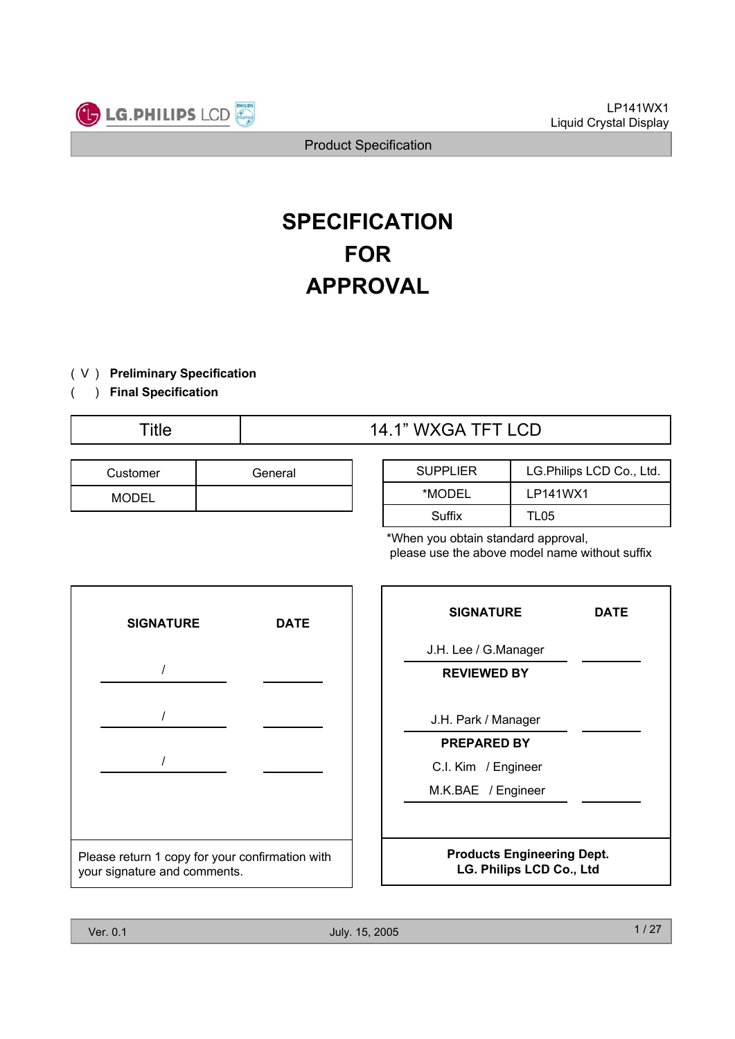# SPECIFICATION FOR APPROVAL

( V ) **Preliminary Specification**

(   ) **Final Specification**

| Title | 14.1” WXGA TFT LCD |
|---|---|

| Customer | General |
|---|---|
| MODEL | |

| SUPPLIER | LG.Philips LCD Co., Ltd. |
|---|---|
| *MODEL | LP141WX1 |
| Suffix | TL05 |

*When you obtain standard approval, please use the above model name without suffix

| SIGNATURE | DATE |
|---|---|
| / | |
| / | |
| / | |

Please return 1 copy for your confirmation with your signature and comments.

| SIGNATURE | DATE |
|---|---|
| J.H. Lee / G.Manager | |
| **REVIEWED BY** | |
| J.H. Park / Manager | |
| **PREPARED BY** | |
| C.I. Kim / Engineer<br>M.K.BAE / Engineer | |

**Products Engineering Dept.**
**LG. Philips LCD Co., Ltd**

Ver. 0.1 July. 15, 2005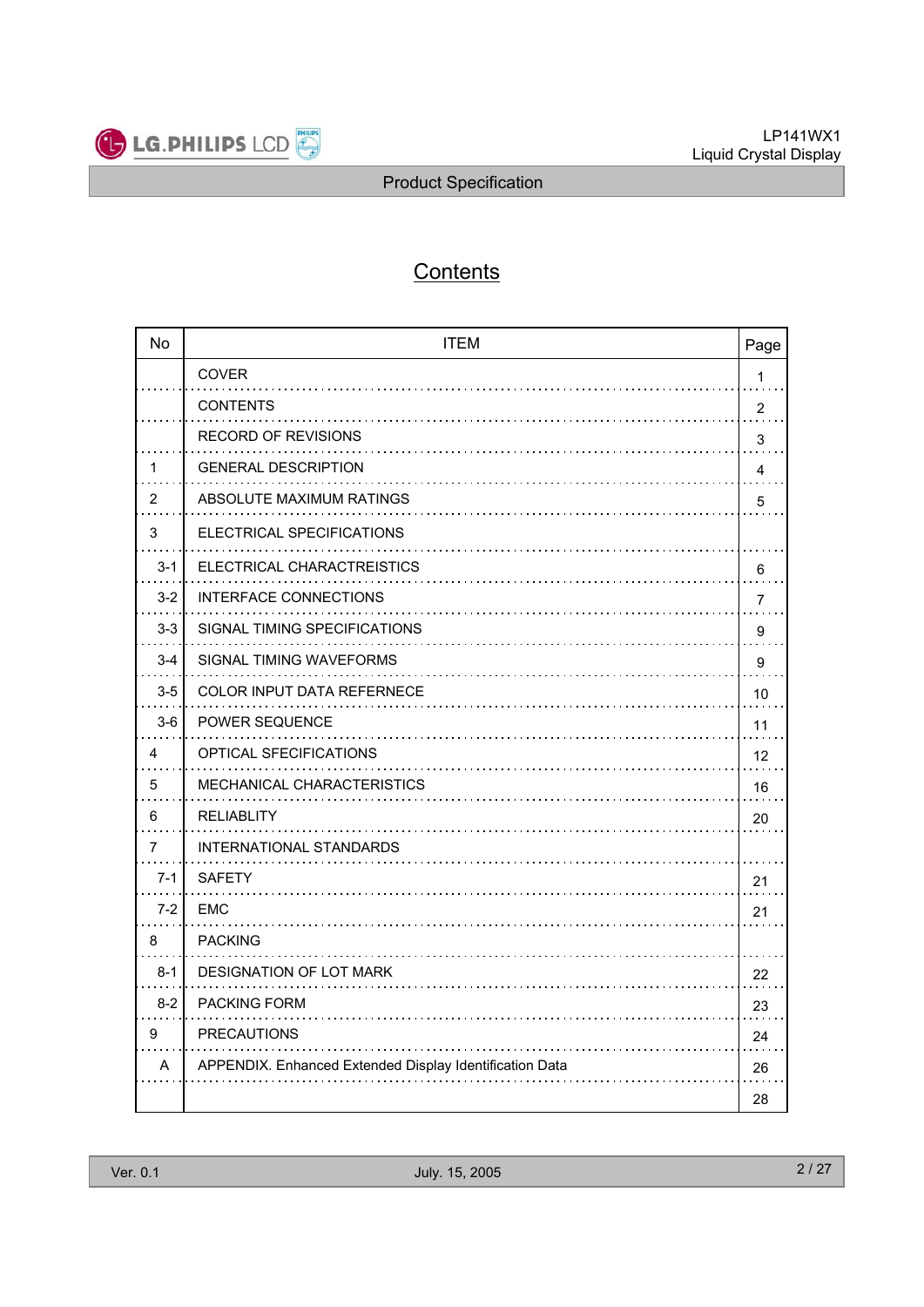# Contents

| No | ITEM | Page |
| --- | --- | --- |
| | COVER | 1 |
| | CONTENTS | 2 |
| | RECORD OF REVISIONS | 3 |
| 1 | GENERAL DESCRIPTION | 4 |
| 2 | ABSOLUTE MAXIMUM RATINGS | 5 |
| 3 | ELECTRICAL SPECIFICATIONS | |
| 3-1 | ELECTRICAL CHARACTREISTICS | 6 |
| 3-2 | INTERFACE CONNECTIONS | 7 |
| 3-3 | SIGNAL TIMING SPECIFICATIONS | 9 |
| 3-4 | SIGNAL TIMING WAVEFORMS | 9 |
| 3-5 | COLOR INPUT DATA REFERNECE | 10 |
| 3-6 | POWER SEQUENCE | 11 |
| 4 | OPTICAL SFECIFICATIONS | 12 |
| 5 | MECHANICAL CHARACTERISTICS | 16 |
| 6 | RELIABLITY | 20 |
| 7 | INTERNATIONAL STANDARDS | |
| 7-1 | SAFETY | 21 |
| 7-2 | EMC | 21 |
| 8 | PACKING | |
| 8-1 | DESIGNATION OF LOT MARK | 22 |
| 8-2 | PACKING FORM | 23 |
| 9 | PRECAUTIONS | 24 |
| A | APPENDIX. Enhanced Extended Display Identification Data | 26 |
| | | 28 |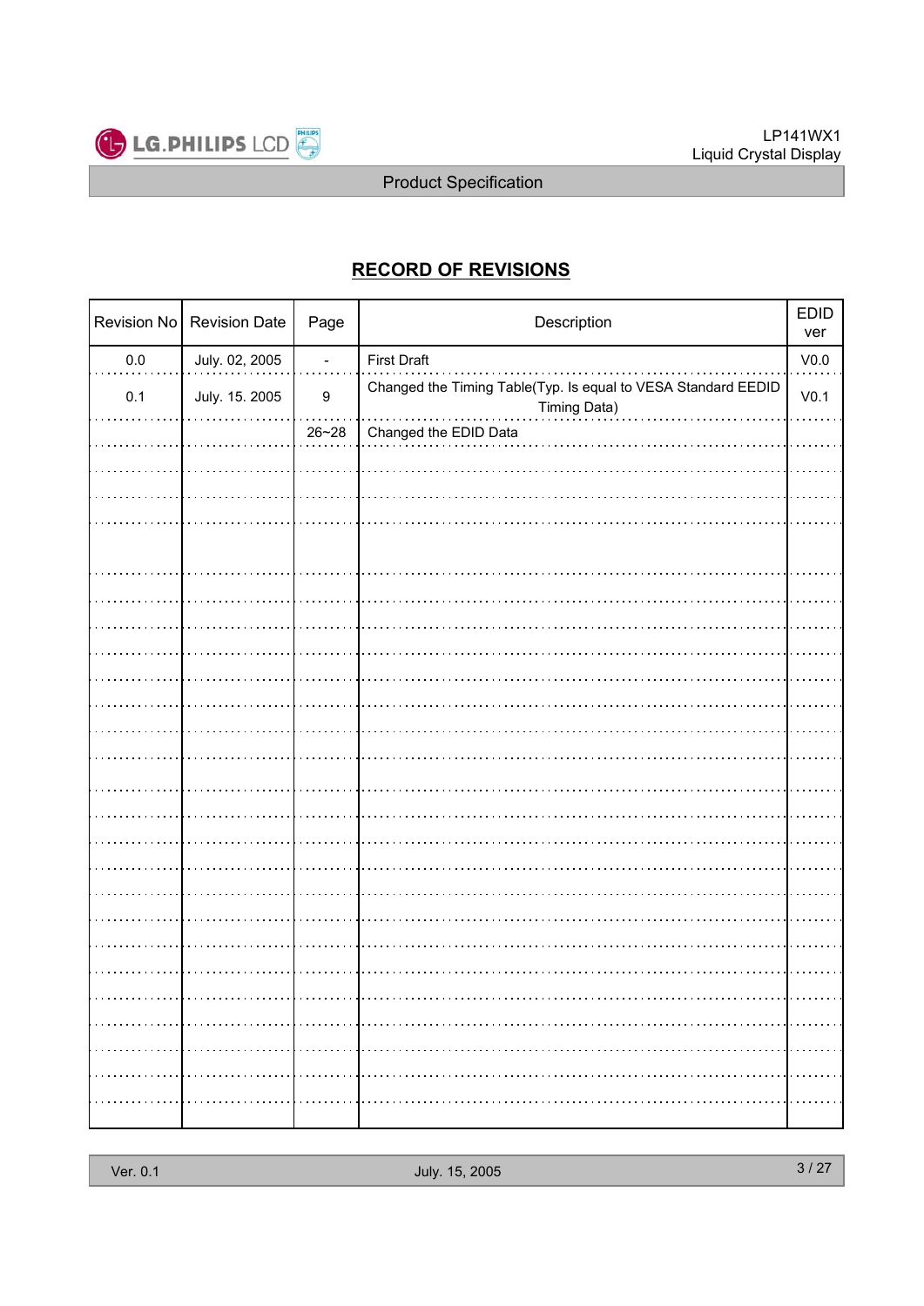## RECORD OF REVISIONS

| Revision No | Revision Date | Page | Description | EDID ver |
|---|---|---|---|---|
| 0.0 | July. 02, 2005 | - | First Draft | V0.0 |
| 0.1 | July. 15. 2005 | 9 | Changed the Timing Table(Typ. Is equal to VESA Standard EEDID Timing Data) | V0.1 |
| | | 26~28 | Changed the EDID Data | |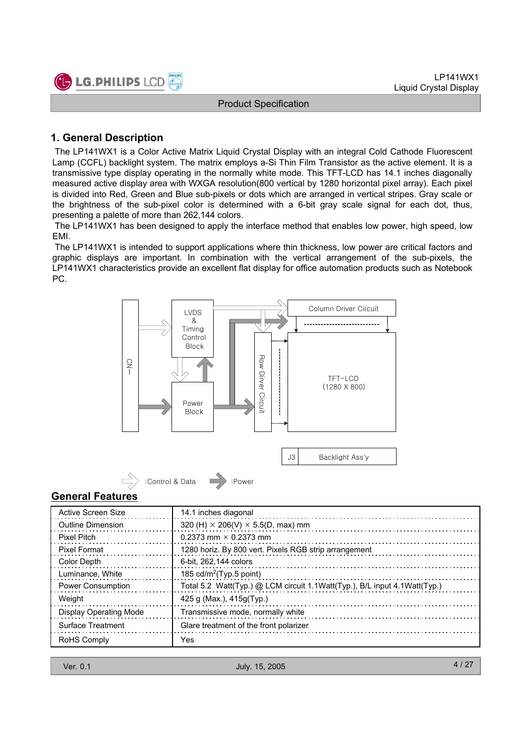# 1. General Description

The LP141WX1 is a Color Active Matrix Liquid Crystal Display with an integral Cold Cathode Fluorescent Lamp (CCFL) backlight system. The matrix employs a-Si Thin Film Transistor as the active element. It is a transmissive type display operating in the normally white mode. This TFT-LCD has 14.1 inches diagonally measured active display area with WXGA resolution(800 vertical by 1280 horizontal pixel array). Each pixel is divided into Red, Green and Blue sub-pixels or dots which are arranged in vertical stripes. Gray scale or the brightness of the sub-pixel color is determined with a 6-bit gray scale signal for each dot, thus, presenting a palette of more than 262,144 colors.

The LP141WX1 has been designed to apply the interface method that enables low power, high speed, low EMI.

The LP141WX1 is intended to support applications where thin thickness, low power are critical factors and graphic displays are important. In combination with the vertical arrangement of the sub-pixels, the LP141WX1 characteristics provide an excellent flat display for office automation products such as Notebook PC.

CN1 | LVDS & Timing Control Block | Power Block | Column Driver Circuit | Row Driver Circuit | TFT-LCD (1280 X 800) | J3 | Backlight Ass'y

:Control & Data :Power

## General Features

| | |
|---|---|
| Active Screen Size | 14.1 inches diagonal |
| Outline Dimension | 320 (H) × 206(V) × 5.5(D, max) mm |
| Pixel Pitch | 0.2373 mm × 0.2373 mm |
| Pixel Format | 1280 horiz. By 800 vert. Pixels RGB strip arrangement |
| Color Depth | 6-bit, 262,144 colors |
| Luminance, White | 185 cd/$m^2$(Typ.5 point) |
| Power Consumption | Total 5.2 Watt(Typ.) @ LCM circuit 1.1Watt(Typ.), B/L input 4.1Watt(Typ.) |
| Weight | 425 g (Max.), 415g(Typ.) |
| Display Operating Mode | Transmissive mode, normally white |
| Surface Treatment | Glare treatment of the front polarizer |
| RoHS Comply | Yes |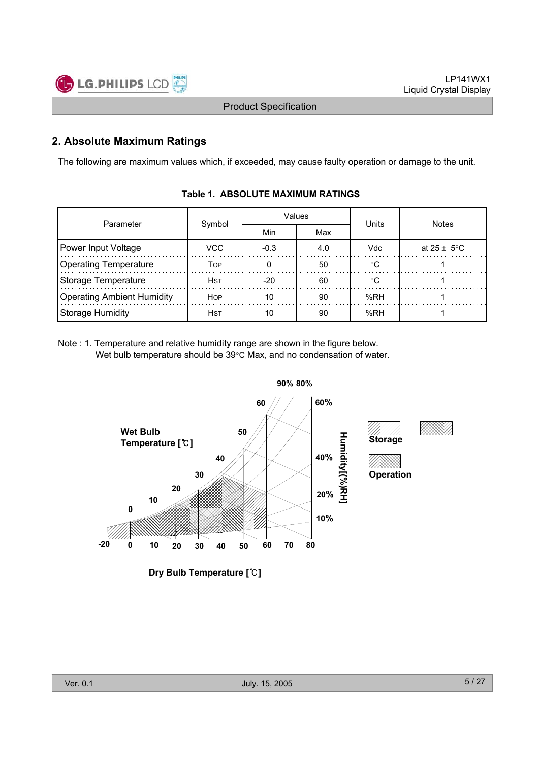## 2. Absolute Maximum Ratings

The following are maximum values which, if exceeded, may cause faulty operation or damage to the unit.

**Table 1. ABSOLUTE MAXIMUM RATINGS**

| Parameter | Symbol | Values | | Units | Notes |
|---|---|---|---|---|---|
| | | Min | Max | | |
| Power Input Voltage | VCC | -0.3 | 4.0 | Vdc | at 25 ± 5°C |
| Operating Temperature | TOP | 0 | 50 | °C | 1 |
| Storage Temperature | HST | -20 | 60 | °C | 1 |
| Operating Ambient Humidity | HOP | 10 | 90 | %RH | 1 |
| Storage Humidity | HST | 10 | 90 | %RH | 1 |

Note : 1. Temperature and relative humidity range are shown in the figure below.
Wet bulb temperature should be 39°C Max, and no condensation of water.

Wet Bulb Temperature [℃]

Dry Bulb Temperature [℃]

Humidity[(%)RH]

Storage

Operation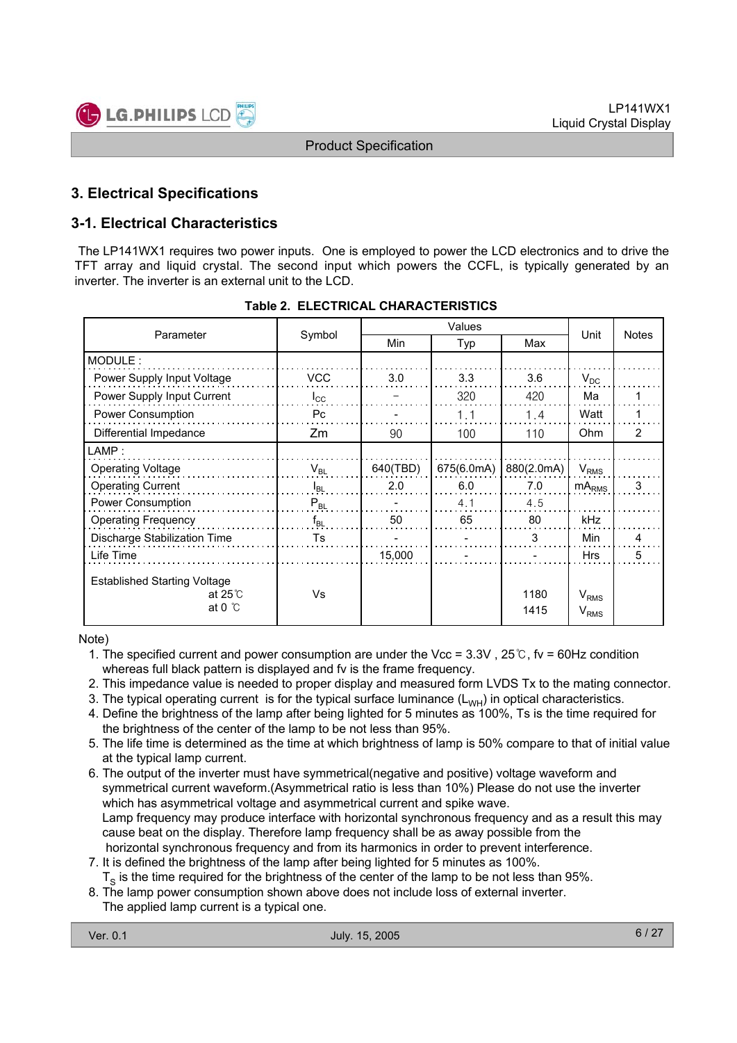## 3. Electrical Specifications

### 3-1. Electrical Characteristics

The LP141WX1 requires two power inputs. One is employed to power the LCD electronics and to drive the TFT array and liquid crystal. The second input which powers the CCFL, is typically generated by an inverter. The inverter is an external unit to the LCD.

**Table 2. ELECTRICAL CHARACTERISTICS**

| Parameter | Symbol | Values | | | Unit | Notes |
|---|---|---|---|---|---|---|
| | | Min | Typ | Max | | |
| MODULE : | | | | | | |
| Power Supply Input Voltage | VCC | 3.0 | 3.3 | 3.6 | $V_{DC}$ | |
| Power Supply Input Current | $I_{CC}$ | – | 320 | 420 | Ma | 1 |
| Power Consumption | Pc | - | 1.1 | 1.4 | Watt | 1 |
| Differential Impedance | Zm | 90 | 100 | 110 | Ohm | 2 |
| LAMP : | | | | | | |
| Operating Voltage | $V_{BL}$ | 640(TBD) | 675(6.0mA) | 880(2.0mA) | $V_{RMS}$ | |
| Operating Current | $I_{BL}$ | 2.0 | 6.0 | 7.0 | $mA_{RMS}$ | 3 |
| Power Consumption | $P_{BL}$ | - | 4.1 | 4.5 | | |
| Operating Frequency | $f_{BL}$ | 50 | 65 | 80 | kHz | |
| Discharge Stabilization Time | Ts | - | - | 3 | Min | 4 |
| Life Time | | 15,000 | - | - | Hrs | 5 |
| Established Starting Voltage at 25℃ | Vs | | | 1180 | $V_{RMS}$ | |
| Established Starting Voltage at 0 ℃ | | | | 1415 | $V_{RMS}$ | |

Note)

1. The specified current and power consumption are under the Vcc = 3.3V , 25℃, fv = 60Hz condition whereas full black pattern is displayed and fv is the frame frequency.
2. This impedance value is needed to proper display and measured form LVDS Tx to the mating connector.
3. The typical operating current is for the typical surface luminance ($L_{WH}$) in optical characteristics.
4. Define the brightness of the lamp after being lighted for 5 minutes as 100%, Ts is the time required for the brightness of the center of the lamp to be not less than 95%.
5. The life time is determined as the time at which brightness of lamp is 50% compare to that of initial value at the typical lamp current.
6. The output of the inverter must have symmetrical(negative and positive) voltage waveform and symmetrical current waveform.(Asymmetrical ratio is less than 10%) Please do not use the inverter which has asymmetrical voltage and asymmetrical current and spike wave.
   Lamp frequency may produce interface with horizontal synchronous frequency and as a result this may cause beat on the display. Therefore lamp frequency shall be as away possible from the horizontal synchronous frequency and from its harmonics in order to prevent interference.
7. It is defined the brightness of the lamp after being lighted for 5 minutes as 100%.
   $T_S$ is the time required for the brightness of the center of the lamp to be not less than 95%.
8. The lamp power consumption shown above does not include loss of external inverter.
   The applied lamp current is a typical one.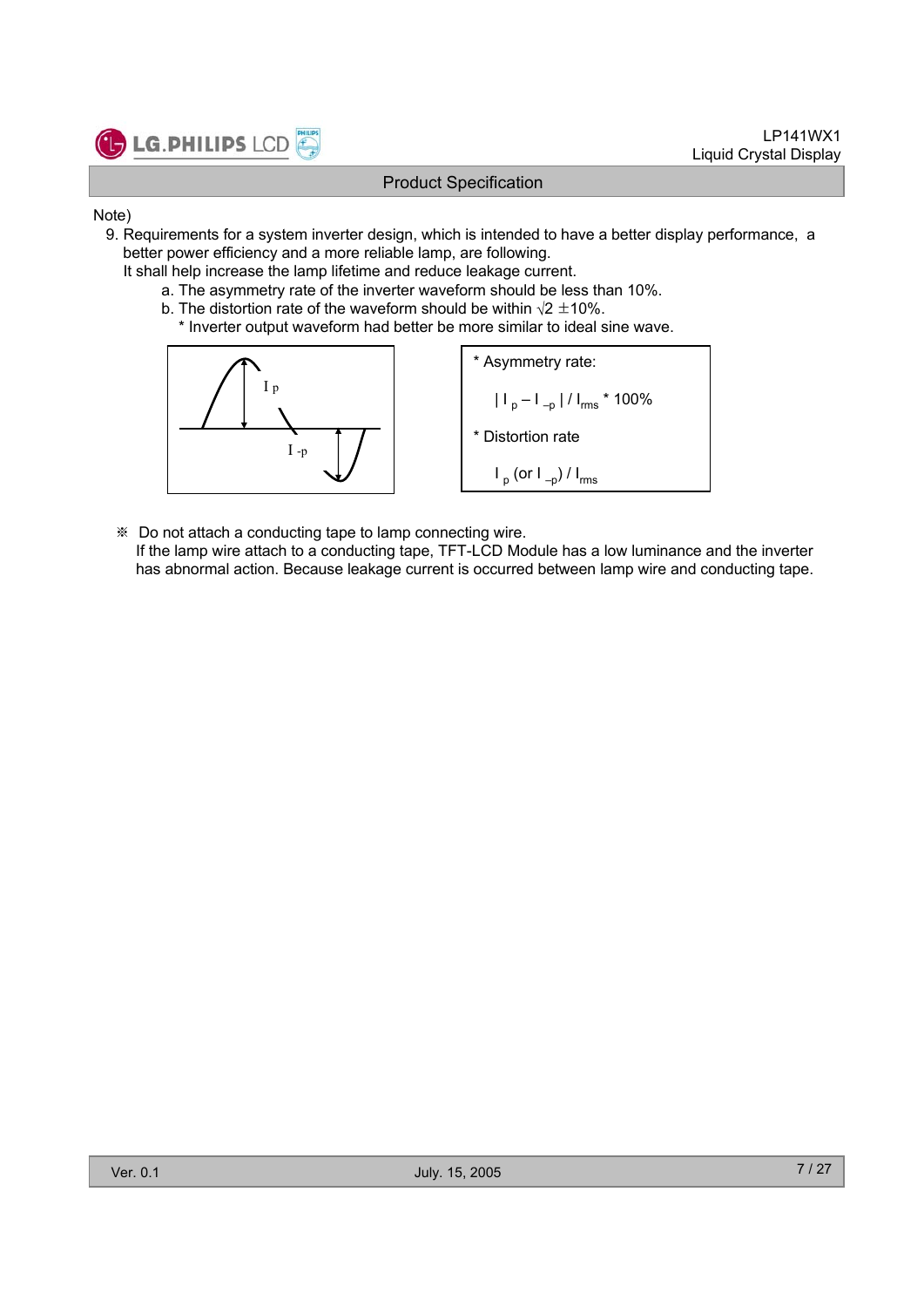Note)

9. Requirements for a system inverter design, which is intended to have a better display performance, a better power efficiency and a more reliable lamp, are following.
   It shall help increase the lamp lifetime and reduce leakage current.
   - a. The asymmetry rate of the inverter waveform should be less than 10%.
   - b. The distortion rate of the waveform should be within $\sqrt{2} \pm 10\%$.
     * Inverter output waveform had better be more similar to ideal sine wave.

$I_p$

$I_{-p}$

* Asymmetry rate:

  $| I_p – I_{–p} | / I_{rms}$ * 100%

* Distortion rate

  $I_p$ (or $I_{–p}$) / $I_{rms}$

※ Do not attach a conducting tape to lamp connecting wire.
If the lamp wire attach to a conducting tape, TFT-LCD Module has a low luminance and the inverter has abnormal action. Because leakage current is occurred between lamp wire and conducting tape.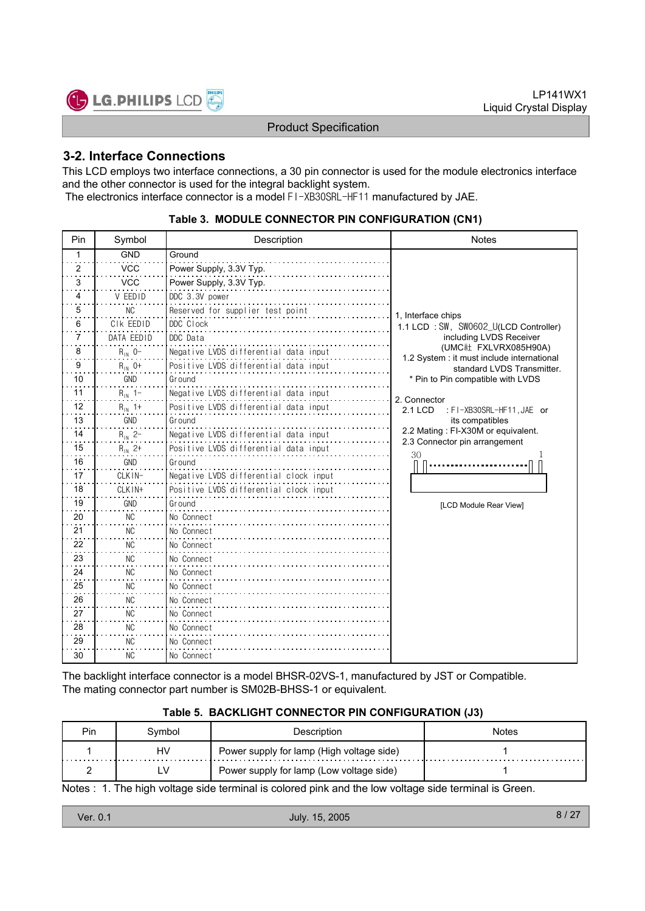## 3-2. Interface Connections

This LCD employs two interface connections, a 30 pin connector is used for the module electronics interface and the other connector is used for the integral backlight system.
The electronics interface connector is a model FI-XB30SRL-HF11 manufactured by JAE.

**Table 3. MODULE CONNECTOR PIN CONFIGURATION (CN1)**

| Pin | Symbol | Description | Notes |
|---|---|---|---|
| 1 | GND | Ground | 1, Interface chips<br>1.1 LCD : SW, SW0602_U(LCD Controller) including LVDS Receiver (UMC社 FXLVRX085H90A)<br>1.2 System : it must include international standard LVDS Transmitter.<br>* Pin to Pin compatible with LVDS<br><br>2. Connector<br>2.1 LCD : FI-XB30SRL-HF11,JAE or its compatibles<br>2.2 Mating : FI-X30M or equivalent.<br>2.3 Connector pin arrangement<br>30 ... 1<br>[LCD Module Rear View] |
| 2 | VCC | Power Supply, 3.3V Typ. | |
| 3 | VCC | Power Supply, 3.3V Typ. | |
| 4 | V EEDID | DDC 3.3V power | |
| 5 | NC | Reserved for supplier test point | |
| 6 | Clk EEDID | DDC Clock | |
| 7 | DATA EEDID | DDC Data | |
| 8 | $R_{IN}$ 0- | Negative LVDS differential data input | |
| 9 | $R_{IN}$ 0+ | Positive LVDS differential data input | |
| 10 | GND | Ground | |
| 11 | $R_{IN}$ 1- | Negative LVDS differential data input | |
| 12 | $R_{IN}$ 1+ | Positive LVDS differential data input | |
| 13 | GND | Ground | |
| 14 | $R_{IN}$ 2- | Negative LVDS differential data input | |
| 15 | $R_{IN}$ 2+ | Positive LVDS differential data input | |
| 16 | GND | Ground | |
| 17 | CLKIN- | Negative LVDS differential clock input | |
| 18 | CLKIN+ | Positive LVDS differential clock input | |
| 19 | GND | Ground | |
| 20 | NC | No Connect | |
| 21 | NC | No Connect | |
| 22 | NC | No Connect | |
| 23 | NC | No Connect | |
| 24 | NC | No Connect | |
| 25 | NC | No Connect | |
| 26 | NC | No Connect | |
| 27 | NC | No Connect | |
| 28 | NC | No Connect | |
| 29 | NC | No Connect | |
| 30 | NC | No Connect | |

The backlight interface connector is a model BHSR-02VS-1, manufactured by JST or Compatible.
The mating connector part number is SM02B-BHSS-1 or equivalent.

**Table 5. BACKLIGHT CONNECTOR PIN CONFIGURATION (J3)**

| Pin | Symbol | Description | Notes |
|---|---|---|---|
| 1 | HV | Power supply for lamp (High voltage side) | 1 |
| 2 | LV | Power supply for lamp (Low voltage side) | 1 |

Notes : 1. The high voltage side terminal is colored pink and the low voltage side terminal is Green.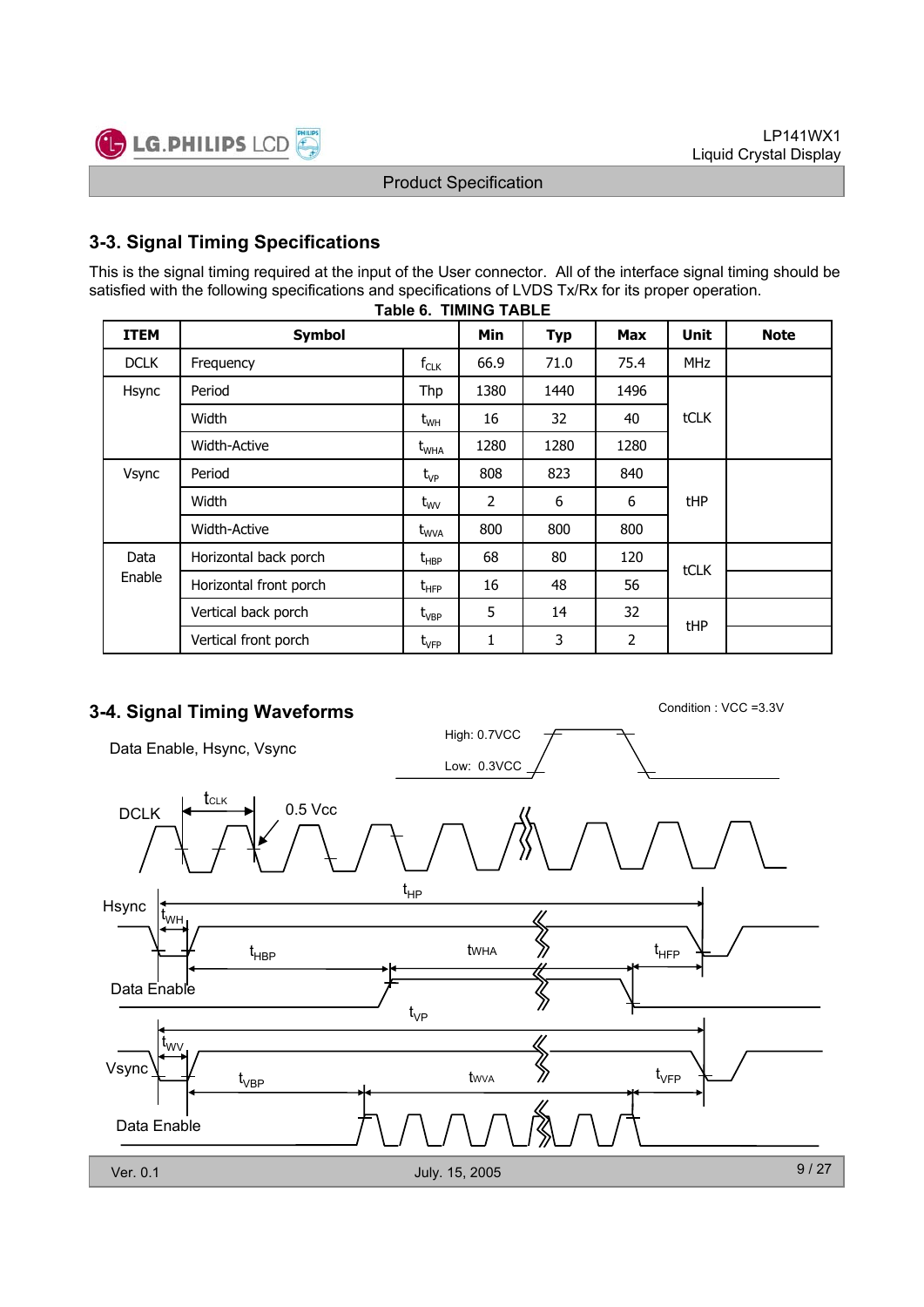## 3-3. Signal Timing Specifications

This is the signal timing required at the input of the User connector. All of the interface signal timing should be satisfied with the following specifications and specifications of LVDS Tx/Rx for its proper operation.

**Table 6. TIMING TABLE**

| ITEM | Symbol | | Min | Typ | Max | Unit | Note |
|---|---|---|---|---|---|---|---|
| DCLK | Frequency | $f_{CLK}$ | 66.9 | 71.0 | 75.4 | MHz | |
| Hsync | Period | Thp | 1380 | 1440 | 1496 | tCLK | |
| | Width | $t_{WH}$ | 16 | 32 | 40 | | |
| | Width-Active | $t_{WHA}$ | 1280 | 1280 | 1280 | | |
| Vsync | Period | $t_{VP}$ | 808 | 823 | 840 | tHP | |
| | Width | $t_{WV}$ | 2 | 6 | 6 | | |
| | Width-Active | $t_{WVA}$ | 800 | 800 | 800 | | |
| Data Enable | Horizontal back porch | $t_{HBP}$ | 68 | 80 | 120 | tCLK | |
| | Horizontal front porch | $t_{HFP}$ | 16 | 48 | 56 | | |
| | Vertical back porch | $t_{VBP}$ | 5 | 14 | 32 | tHP | |
| | Vertical front porch | $t_{VFP}$ | 1 | 3 | 2 | | |

## 3-4. Signal Timing Waveforms

Condition : VCC =3.3V

Data Enable, Hsync, Vsync

High: 0.7VCC

Low: 0.3VCC

DCLK $t_{CLK}$ 0.5 Vcc

Hsync $t_{HP}$ $t_{WH}$ $t_{HBP}$ tWHA $t_{HFP}$

Data Enable

Vsync $t_{VP}$ $t_{WV}$ $t_{VBP}$ tWVA $t_{VFP}$

Data Enable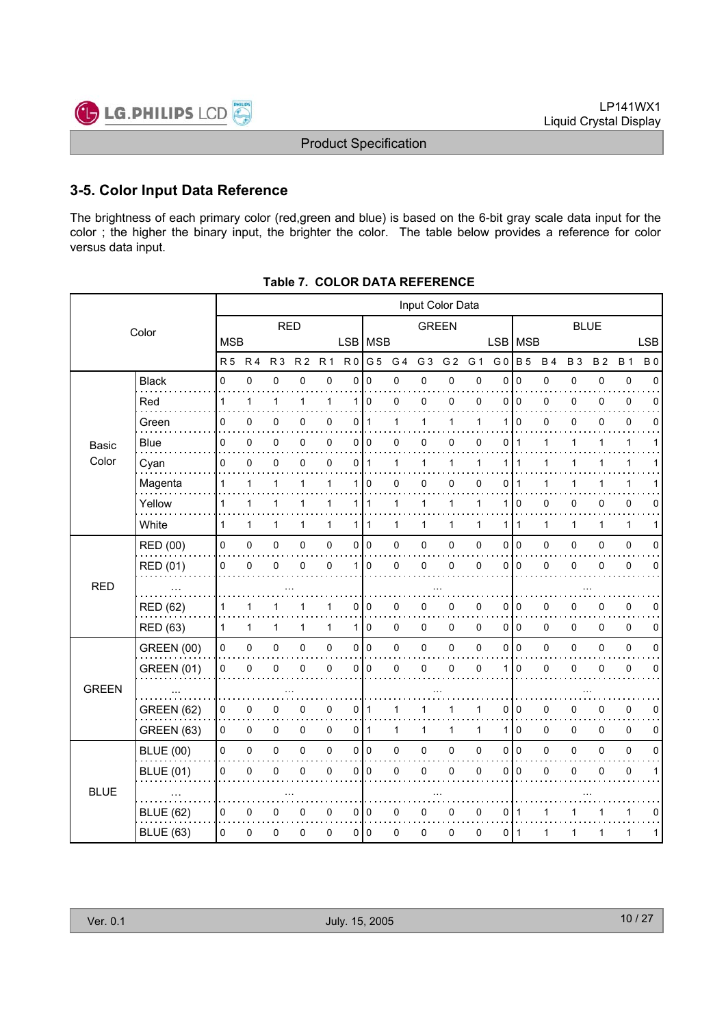## 3-5. Color Input Data Reference

The brightness of each primary color (red,green and blue) is based on the 6-bit gray scale data input for the color ; the higher the binary input, the brighter the color. The table below provides a reference for color versus data input.

**Table 7. COLOR DATA REFERENCE**

| Color | | Input Color Data | | | | | | | | | | | | | | | | | |
|---|---|---|---|---|---|---|---|---|---|---|---|---|---|---|---|---|---|---|---|
| | | RED | | | | | | GREEN | | | | | | BLUE | | | | | |
| | | MSB | | | | | LSB | MSB | | | | | LSB | MSB | | | | | LSB |
| | | R 5 | R 4 | R 3 | R 2 | R 1 | R 0 | G 5 | G 4 | G 3 | G 2 | G 1 | G 0 | B 5 | B 4 | B 3 | B 2 | B 1 | B 0 |
| Basic Color | Black | 0 | 0 | 0 | 0 | 0 | 0 | 0 | 0 | 0 | 0 | 0 | 0 | 0 | 0 | 0 | 0 | 0 | 0 |
| | Red | 1 | 1 | 1 | 1 | 1 | 1 | 0 | 0 | 0 | 0 | 0 | 0 | 0 | 0 | 0 | 0 | 0 | 0 |
| | Green | 0 | 0 | 0 | 0 | 0 | 0 | 1 | 1 | 1 | 1 | 1 | 1 | 0 | 0 | 0 | 0 | 0 | 0 |
| | Blue | 0 | 0 | 0 | 0 | 0 | 0 | 0 | 0 | 0 | 0 | 0 | 0 | 1 | 1 | 1 | 1 | 1 | 1 |
| | Cyan | 0 | 0 | 0 | 0 | 0 | 0 | 1 | 1 | 1 | 1 | 1 | 1 | 1 | 1 | 1 | 1 | 1 | 1 |
| | Magenta | 1 | 1 | 1 | 1 | 1 | 1 | 0 | 0 | 0 | 0 | 0 | 0 | 1 | 1 | 1 | 1 | 1 | 1 |
| | Yellow | 1 | 1 | 1 | 1 | 1 | 1 | 1 | 1 | 1 | 1 | 1 | 1 | 0 | 0 | 0 | 0 | 0 | 0 |
| | White | 1 | 1 | 1 | 1 | 1 | 1 | 1 | 1 | 1 | 1 | 1 | 1 | 1 | 1 | 1 | 1 | 1 | 1 |
| RED | RED (00) | 0 | 0 | 0 | 0 | 0 | 0 | 0 | 0 | 0 | 0 | 0 | 0 | 0 | 0 | 0 | 0 | 0 | 0 |
| | RED (01) | 0 | 0 | 0 | 0 | 0 | 1 | 0 | 0 | 0 | 0 | 0 | 0 | 0 | 0 | 0 | 0 | 0 | 0 |
| | ... | ... | | | | | | ... | | | | | | ... | | | | | |
| | RED (62) | 1 | 1 | 1 | 1 | 1 | 0 | 0 | 0 | 0 | 0 | 0 | 0 | 0 | 0 | 0 | 0 | 0 | 0 |
| | RED (63) | 1 | 1 | 1 | 1 | 1 | 1 | 0 | 0 | 0 | 0 | 0 | 0 | 0 | 0 | 0 | 0 | 0 | 0 |
| GREEN | GREEN (00) | 0 | 0 | 0 | 0 | 0 | 0 | 0 | 0 | 0 | 0 | 0 | 0 | 0 | 0 | 0 | 0 | 0 | 0 |
| | GREEN (01) | 0 | 0 | 0 | 0 | 0 | 0 | 0 | 0 | 0 | 0 | 0 | 1 | 0 | 0 | 0 | 0 | 0 | 0 |
| | ... | ... | | | | | | ... | | | | | | ... | | | | | |
| | GREEN (62) | 0 | 0 | 0 | 0 | 0 | 0 | 1 | 1 | 1 | 1 | 1 | 0 | 0 | 0 | 0 | 0 | 0 | 0 |
| | GREEN (63) | 0 | 0 | 0 | 0 | 0 | 0 | 1 | 1 | 1 | 1 | 1 | 1 | 0 | 0 | 0 | 0 | 0 | 0 |
| BLUE | BLUE (00) | 0 | 0 | 0 | 0 | 0 | 0 | 0 | 0 | 0 | 0 | 0 | 0 | 0 | 0 | 0 | 0 | 0 | 0 |
| | BLUE (01) | 0 | 0 | 0 | 0 | 0 | 0 | 0 | 0 | 0 | 0 | 0 | 0 | 0 | 0 | 0 | 0 | 0 | 1 |
| | ... | ... | | | | | | ... | | | | | | ... | | | | | |
| | BLUE (62) | 0 | 0 | 0 | 0 | 0 | 0 | 0 | 0 | 0 | 0 | 0 | 0 | 1 | 1 | 1 | 1 | 1 | 0 |
| | BLUE (63) | 0 | 0 | 0 | 0 | 0 | 0 | 0 | 0 | 0 | 0 | 0 | 0 | 1 | 1 | 1 | 1 | 1 | 1 |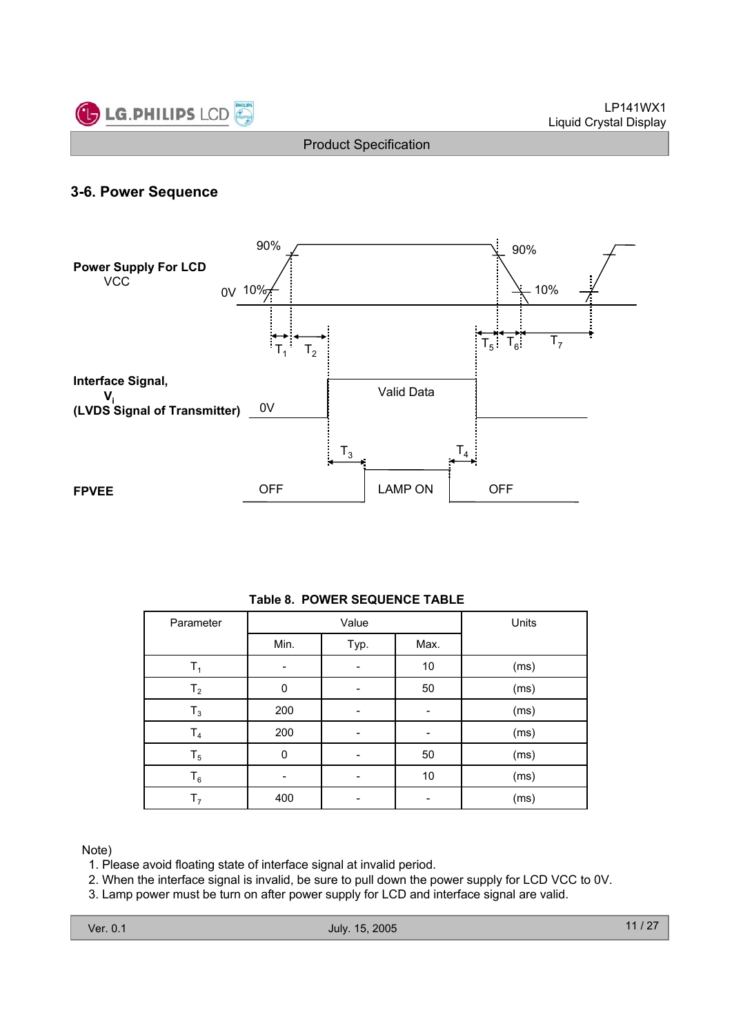## 3-6. Power Sequence

**Power Supply For LCD**
VCC

90% 10% 0V 90% 10%

$T_1$ $T_2$ $T_5$ $T_6$ $T_7$

**Interface Signal,**
**$V_i$**
**(LVDS Signal of Transmitter)**

0V Valid Data

$T_3$ $T_4$

**FPVEE**

OFF LAMP ON OFF

**Table 8. POWER SEQUENCE TABLE**

| Parameter | Value | | | Units |
|---|---|---|---|---|
| | Min. | Typ. | Max. | |
| $T_1$ | - | - | 10 | (ms) |
| $T_2$ | 0 | - | 50 | (ms) |
| $T_3$ | 200 | - | - | (ms) |
| $T_4$ | 200 | - | - | (ms) |
| $T_5$ | 0 | - | 50 | (ms) |
| $T_6$ | - | - | 10 | (ms) |
| $T_7$ | 400 | - | - | (ms) |

Note)
1. Please avoid floating state of interface signal at invalid period.
2. When the interface signal is invalid, be sure to pull down the power supply for LCD VCC to 0V.
3. Lamp power must be turn on after power supply for LCD and interface signal are valid.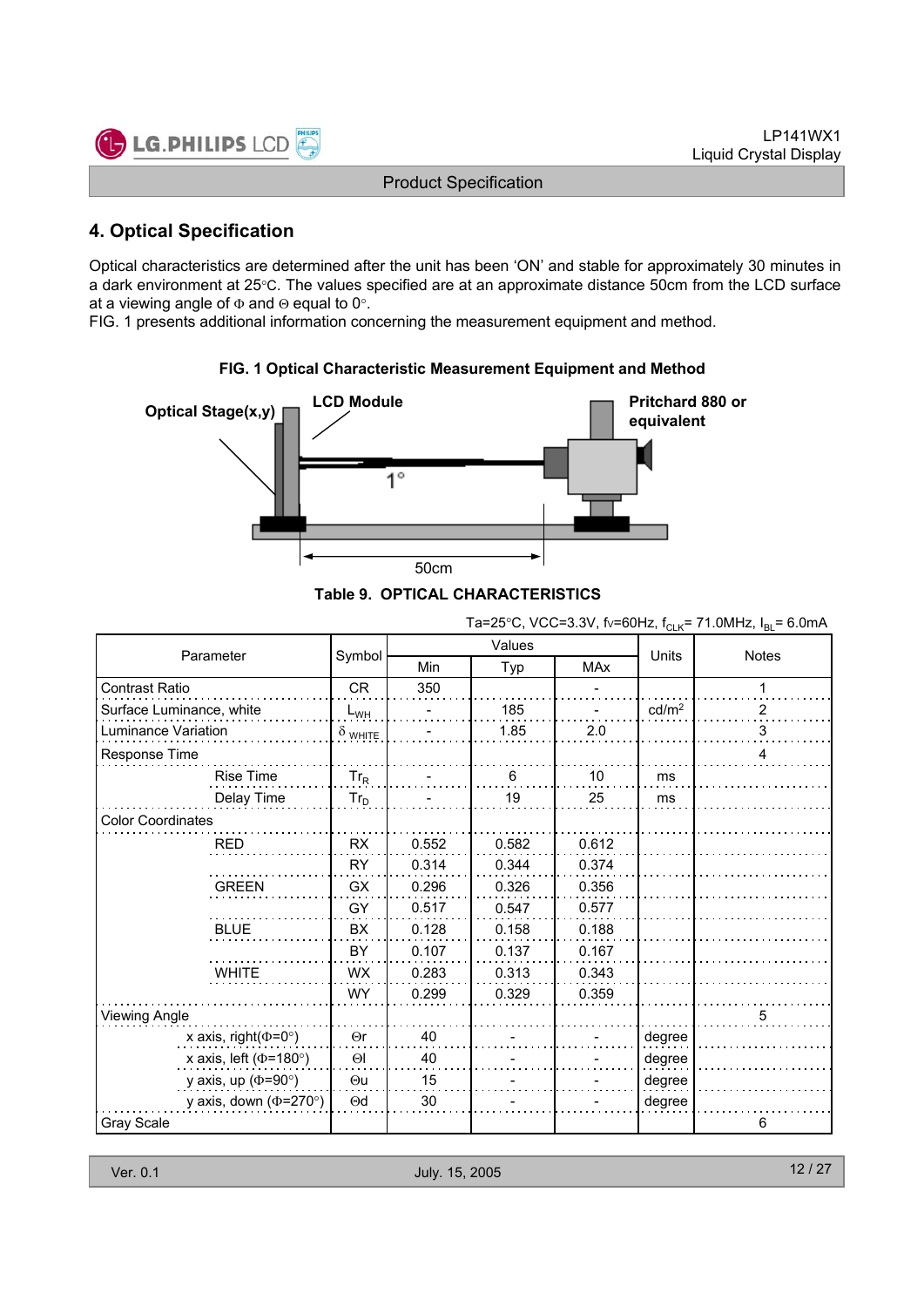## 4. Optical Specification

Optical characteristics are determined after the unit has been 'ON' and stable for approximately 30 minutes in a dark environment at 25°C. The values specified are at an approximate distance 50cm from the LCD surface at a viewing angle of Φ and Θ equal to 0°.

FIG. 1 presents additional information concerning the measurement equipment and method.

**FIG. 1 Optical Characteristic Measurement Equipment and Method**

Optical Stage(x,y) LCD Module Pritchard 880 or equivalent 1° 50cm

**Table 9. OPTICAL CHARACTERISTICS**

Ta=25°C, VCC=3.3V, fv=60Hz, $f_{CLK}$= 71.0MHz, $I_{BL}$= 6.0mA

| Parameter | | Symbol | Values | | | Units | Notes |
|---|---|---|---|---|---|---|---|
| | | | Min | Typ | MAx | | |
| Contrast Ratio | | CR | 350 | | - | | 1 |
| Surface Luminance, white | | $L_{WH}$ | - | 185 | - | cd/m² | 2 |
| Luminance Variation | | $\delta_{WHITE}$ | - | 1.85 | 2.0 | | 3 |
| Response Time | | | | | | | 4 |
| | Rise Time | $Tr_R$ | - | 6 | 10 | ms | |
| | Delay Time | $Tr_D$ | - | 19 | 25 | ms | |
| Color Coordinates | | | | | | | |
| | RED | RX | 0.552 | 0.582 | 0.612 | | |
| | | RY | 0.314 | 0.344 | 0.374 | | |
| | GREEN | GX | 0.296 | 0.326 | 0.356 | | |
| | | GY | 0.517 | 0.547 | 0.577 | | |
| | BLUE | BX | 0.128 | 0.158 | 0.188 | | |
| | | BY | 0.107 | 0.137 | 0.167 | | |
| | WHITE | WX | 0.283 | 0.313 | 0.343 | | |
| | | WY | 0.299 | 0.329 | 0.359 | | |
| Viewing Angle | | | | | | | 5 |
| | x axis, right(Φ=0°) | Θr | 40 | - | - | degree | |
| | x axis, left (Φ=180°) | Θl | 40 | - | - | degree | |
| | y axis, up (Φ=90°) | Θu | 15 | - | - | degree | |
| | y axis, down (Φ=270°) | Θd | 30 | - | - | degree | |
| Gray Scale | | | | | | | 6 |

Ver. 0.1 July. 15, 2005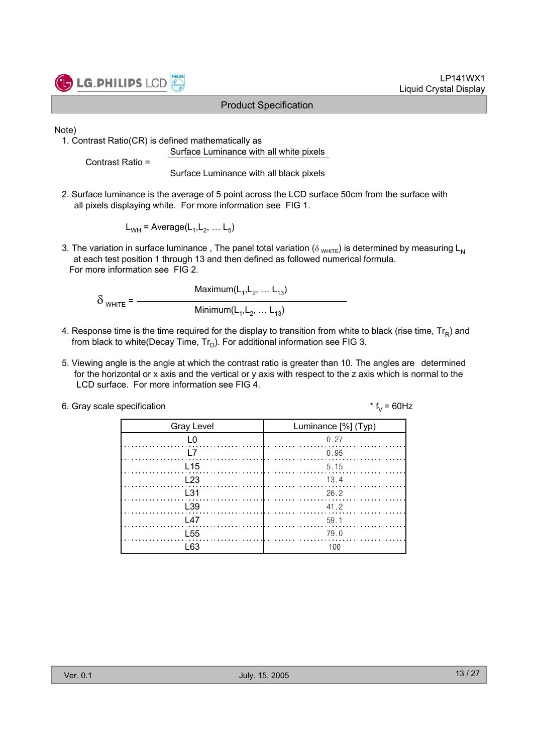Note)

1. Contrast Ratio(CR) is defined mathematically as

$$\text{Contrast Ratio} = \frac{\text{Surface Luminance with all white pixels}}{\text{Surface Luminance with all black pixels}}$$

2. Surface luminance is the average of 5 point across the LCD surface 50cm from the surface with all pixels displaying white. For more information see FIG 1.

$$L_{WH} = \text{Average}(L_1, L_2, \ldots L_5)$$

3. The variation in surface luminance , The panel total variation ($\delta_{WHITE}$) is determined by measuring $L_N$ at each test position 1 through 13 and then defined as followed numerical formula. For more information see FIG 2.

$$\delta_{WHITE} = \frac{\text{Maximum}(L_1, L_2, \ldots L_{13})}{\text{Minimum}(L_1, L_2, \ldots L_{13})}$$

4. Response time is the time required for the display to transition from white to black (rise time, $Tr_R$) and from black to white(Decay Time, $Tr_D$). For additional information see FIG 3.

5. Viewing angle is the angle at which the contrast ratio is greater than 10. The angles are determined for the horizontal or x axis and the vertical or y axis with respect to the z axis which is normal to the LCD surface. For more information see FIG 4.

6. Gray scale specification

\* $f_V$ = 60Hz

| Gray Level | Luminance [%] (Typ) |
|---|---|
| L0 | 0.27 |
| L7 | 0.95 |
| L15 | 5.15 |
| L23 | 13.4 |
| L31 | 26.2 |
| L39 | 41.2 |
| L47 | 59.1 |
| L55 | 79.0 |
| L63 | 100 |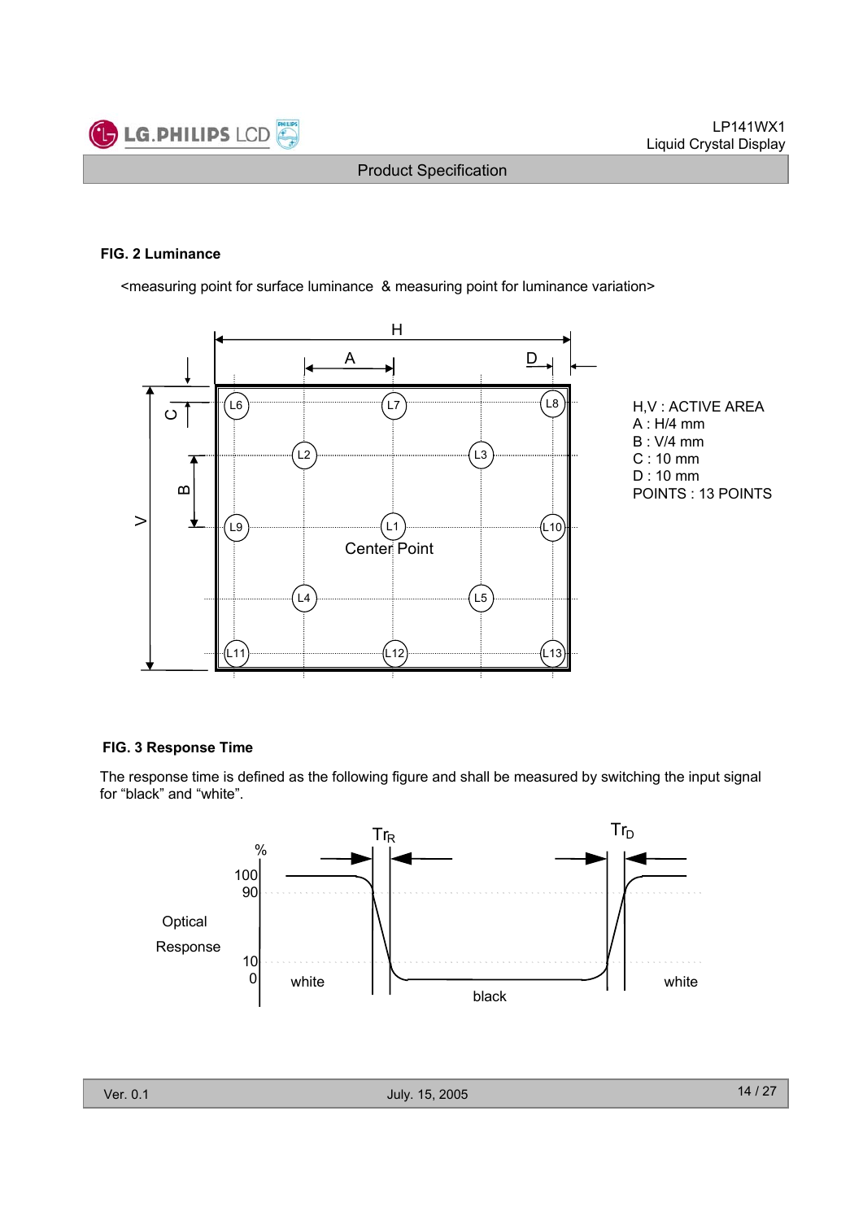### FIG. 2 Luminance

<measuring point for surface luminance & measuring point for luminance variation>

H,V : ACTIVE AREA
A : H/4 mm
B : V/4 mm
C : 10 mm
D : 10 mm
POINTS : 13 POINTS

### FIG. 3 Response Time

The response time is defined as the following figure and shall be measured by switching the input signal for “black” and “white”.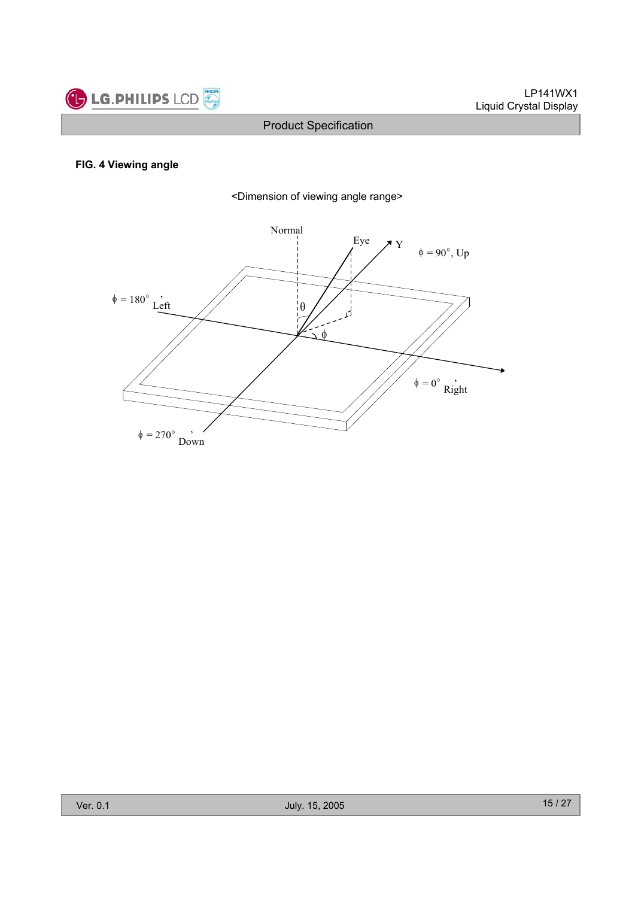**FIG. 4 Viewing angle**

<Dimension of viewing angle range>

Normal

Eye

Y

$\phi$ = 90°, Up

$\phi$ = 180°, Left

$\theta$

$\phi$

$\phi$ = 0°, Right

$\phi$ = 270°, Down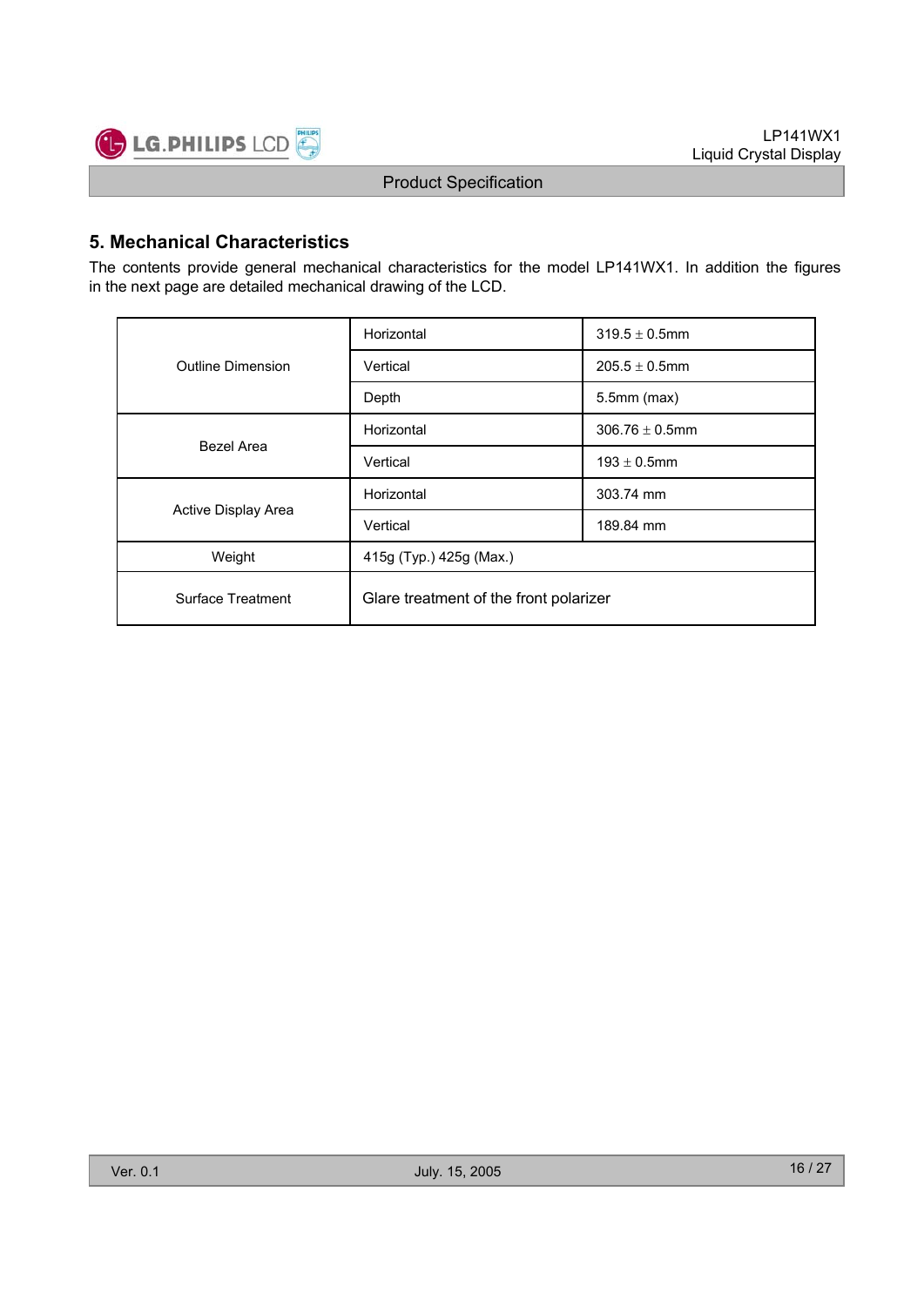## 5. Mechanical Characteristics

The contents provide general mechanical characteristics for the model LP141WX1. In addition the figures in the next page are detailed mechanical drawing of the LCD.

| | | |
|---|---|---|
| Outline Dimension | Horizontal | 319.5 ± 0.5mm |
| | Vertical | 205.5 ± 0.5mm |
| | Depth | 5.5mm (max) |
| Bezel Area | Horizontal | 306.76 ± 0.5mm |
| | Vertical | 193 ± 0.5mm |
| Active Display Area | Horizontal | 303.74 mm |
| | Vertical | 189.84 mm |
| Weight | 415g (Typ.) 425g (Max.) | |
| Surface Treatment | Glare treatment of the front polarizer | |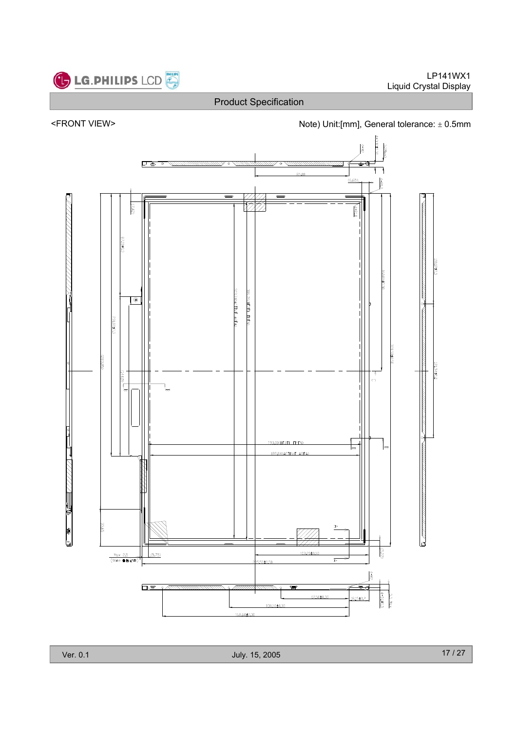<FRONT VIEW>

Note) Unit:[mm], General tolerance: ± 0.5mm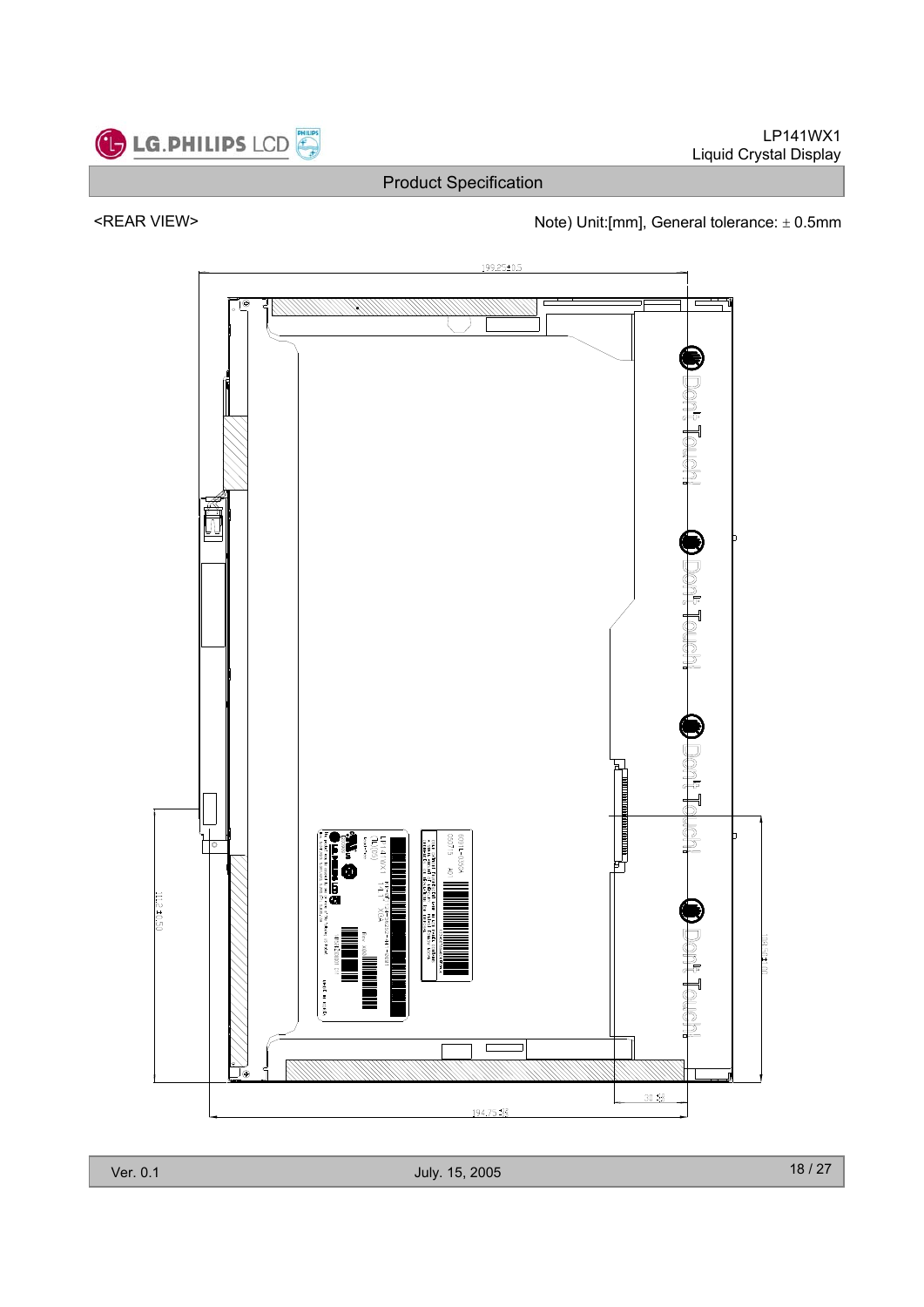<REAR VIEW>

Note) Unit:[mm], General tolerance: ± 0.5mm

199.85±0.5

Don't Touch!

Don't Touch!

Don't Touch!

Don't Touch!

112 ±0.50

194.75

30

Ver. 0.1 July. 15, 2005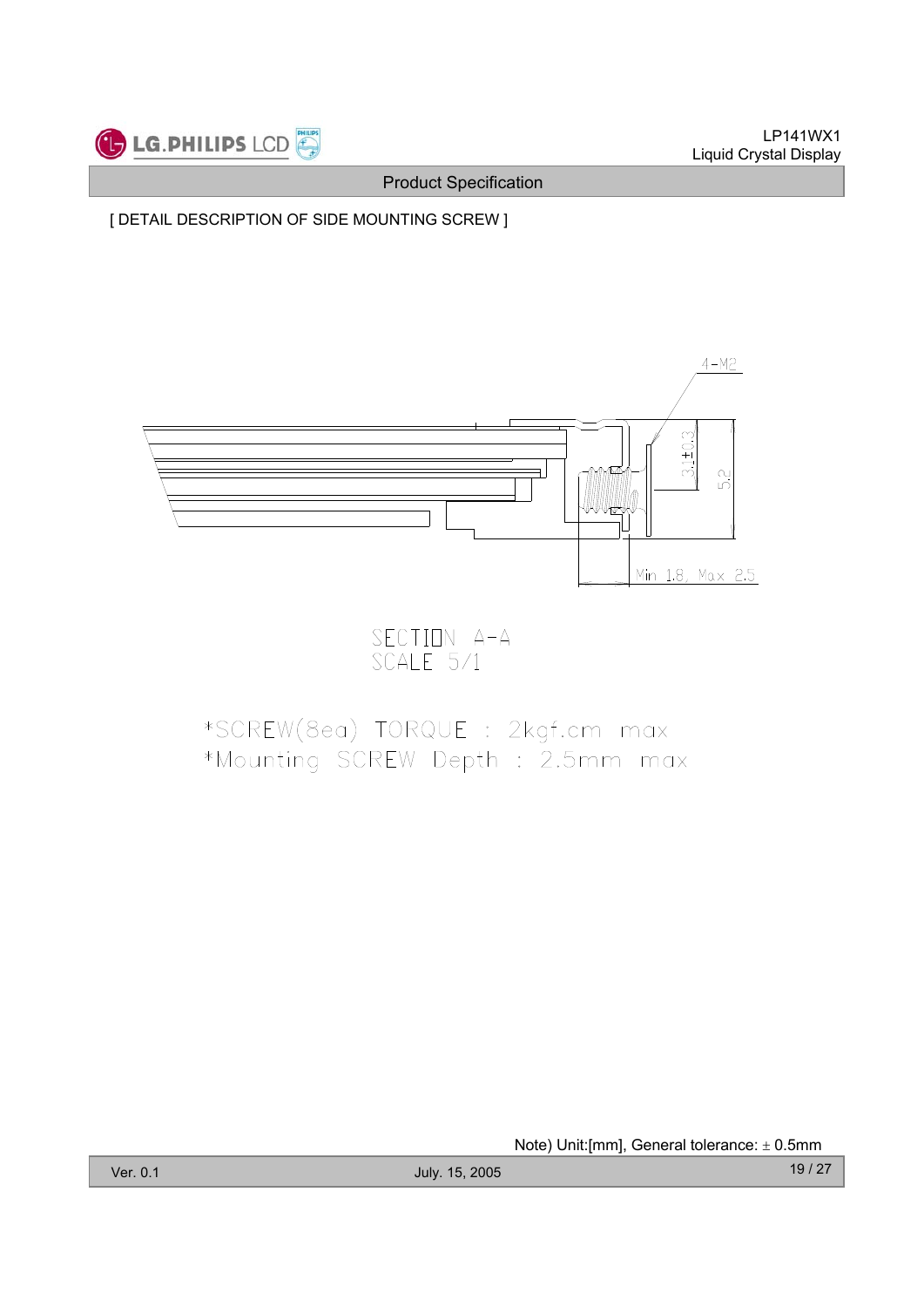[ DETAIL DESCRIPTION OF SIDE MOUNTING SCREW ]

4-M2

3.1±0.3

5.2

Min 1.8, Max 2.5

SECTION A-A
SCALE 5/1

*SCREW(8ea) TORQUE : 2kgf.cm max
*Mounting SCREW Depth : 2.5mm max

Note) Unit:[mm], General tolerance: ± 0.5mm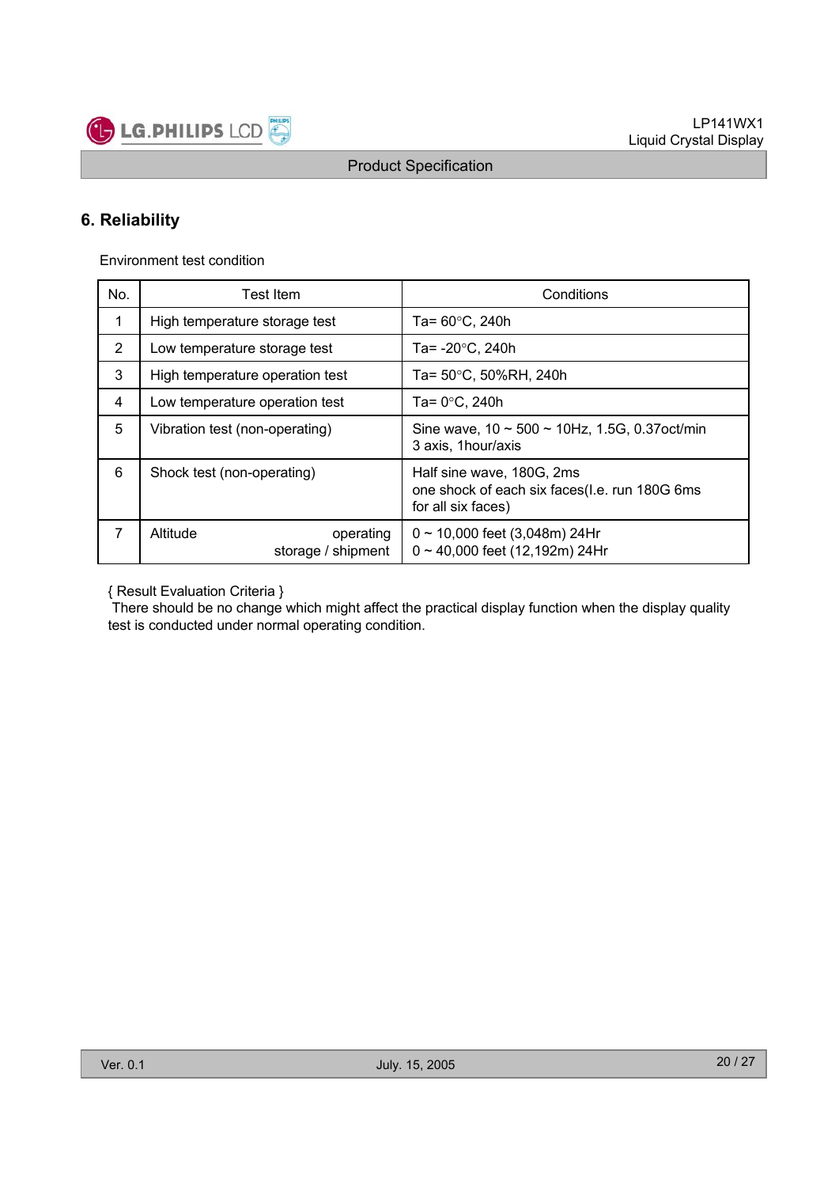## 6. Reliability

Environment test condition

| No. | Test Item | Conditions |
|---|---|---|
| 1 | High temperature storage test | Ta= 60°C, 240h |
| 2 | Low temperature storage test | Ta= -20°C, 240h |
| 3 | High temperature operation test | Ta= 50°C, 50%RH, 240h |
| 4 | Low temperature operation test | Ta= 0°C, 240h |
| 5 | Vibration test (non-operating) | Sine wave, 10 ~ 500 ~ 10Hz, 1.5G, 0.37oct/min<br>3 axis, 1hour/axis |
| 6 | Shock test (non-operating) | Half sine wave, 180G, 2ms<br>one shock of each six faces(I.e. run 180G 6ms for all six faces) |
| 7 | Altitude operating<br>storage / shipment | 0 ~ 10,000 feet (3,048m) 24Hr<br>0 ~ 40,000 feet (12,192m) 24Hr |

{ Result Evaluation Criteria }
There should be no change which might affect the practical display function when the display quality test is conducted under normal operating condition.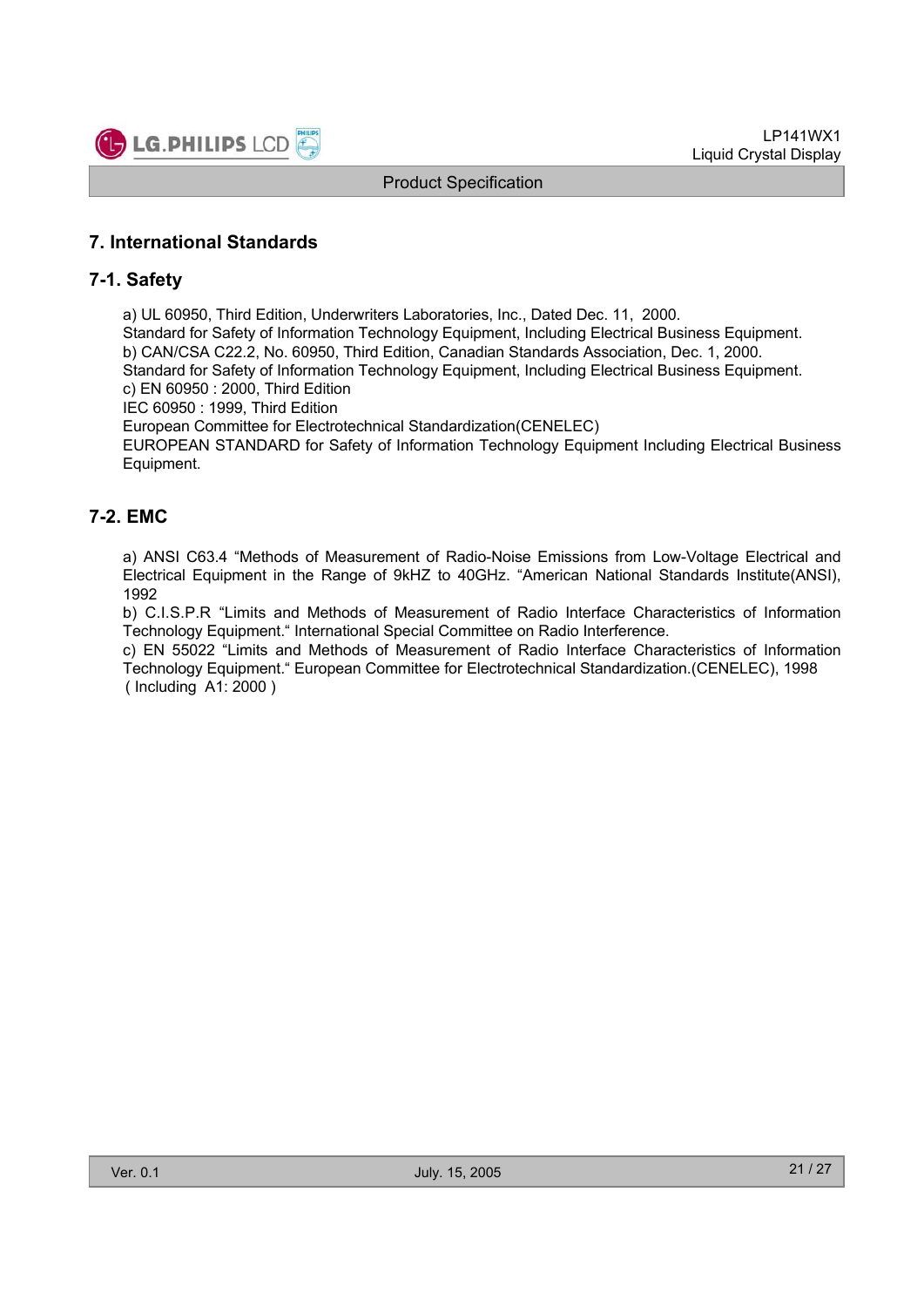## 7. International Standards

### 7-1. Safety

a) UL 60950, Third Edition, Underwriters Laboratories, Inc., Dated Dec. 11, 2000.
Standard for Safety of Information Technology Equipment, Including Electrical Business Equipment.
b) CAN/CSA C22.2, No. 60950, Third Edition, Canadian Standards Association, Dec. 1, 2000.
Standard for Safety of Information Technology Equipment, Including Electrical Business Equipment.
c) EN 60950 : 2000, Third Edition
IEC 60950 : 1999, Third Edition
European Committee for Electrotechnical Standardization(CENELEC)
EUROPEAN STANDARD for Safety of Information Technology Equipment Including Electrical Business Equipment.

### 7-2. EMC

a) ANSI C63.4 "Methods of Measurement of Radio-Noise Emissions from Low-Voltage Electrical and Electrical Equipment in the Range of 9kHZ to 40GHz. "American National Standards Institute(ANSI), 1992
b) C.I.S.P.R "Limits and Methods of Measurement of Radio Interface Characteristics of Information Technology Equipment." International Special Committee on Radio Interference.
c) EN 55022 "Limits and Methods of Measurement of Radio Interface Characteristics of Information Technology Equipment." European Committee for Electrotechnical Standardization.(CENELEC), 1998
( Including A1: 2000 )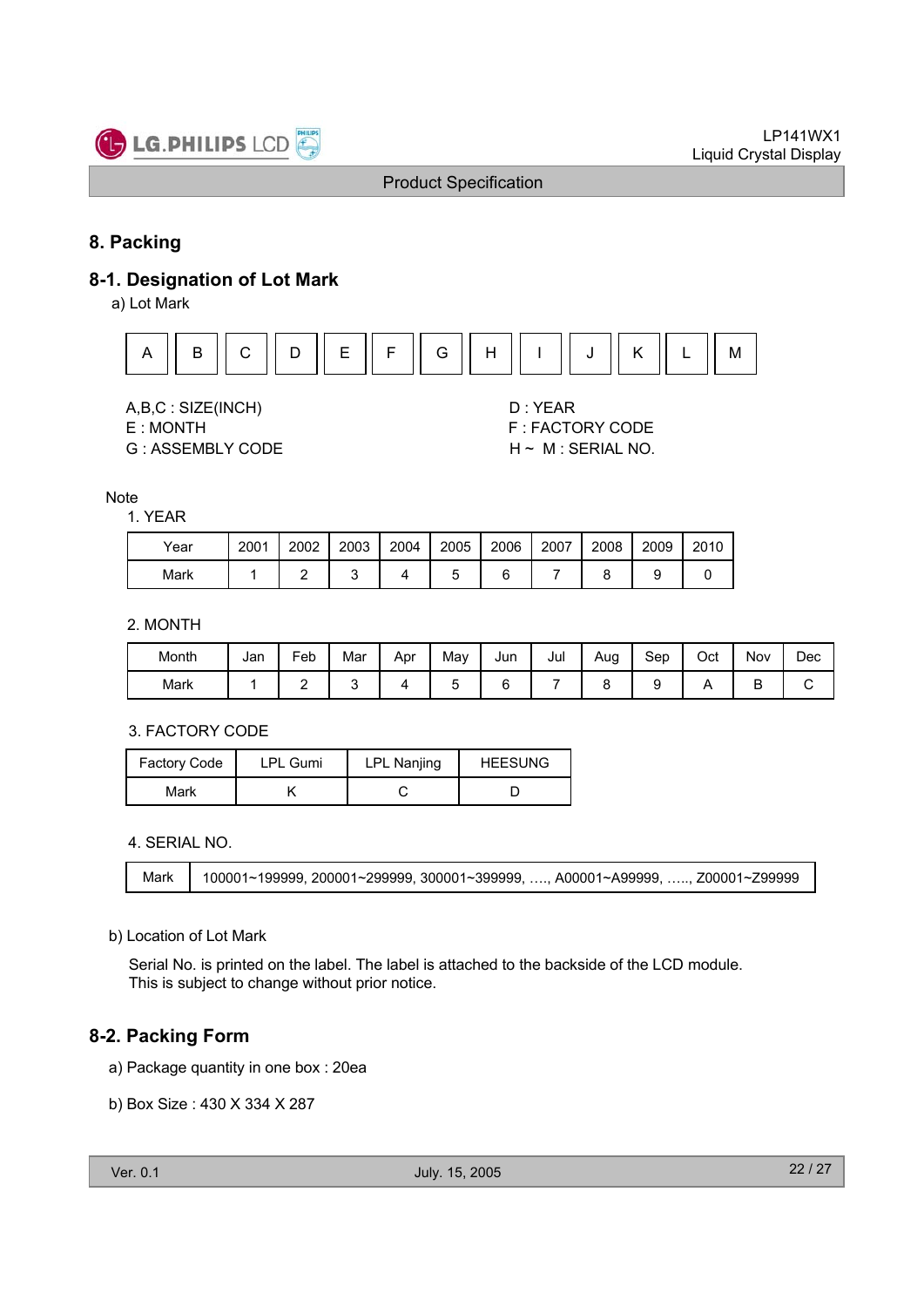## 8. Packing

### 8-1. Designation of Lot Mark

a) Lot Mark

| A | B | C | D | E | F | G | H | I | J | K | L | M |
|---|---|---|---|---|---|---|---|---|---|---|---|---|

A,B,C : SIZE(INCH)
D : YEAR
E : MONTH
F : FACTORY CODE
G : ASSEMBLY CODE
H ~ M : SERIAL NO.

Note

1. YEAR

| Year | 2001 | 2002 | 2003 | 2004 | 2005 | 2006 | 2007 | 2008 | 2009 | 2010 |
|---|---|---|---|---|---|---|---|---|---|---|
| Mark | 1 | 2 | 3 | 4 | 5 | 6 | 7 | 8 | 9 | 0 |

2. MONTH

| Month | Jan | Feb | Mar | Apr | May | Jun | Jul | Aug | Sep | Oct | Nov | Dec |
|---|---|---|---|---|---|---|---|---|---|---|---|---|
| Mark | 1 | 2 | 3 | 4 | 5 | 6 | 7 | 8 | 9 | A | B | C |

3. FACTORY CODE

| Factory Code | LPL Gumi | LPL Nanjing | HEESUNG |
|---|---|---|---|
| Mark | K | C | D |

4. SERIAL NO.

| Mark | 100001~199999, 200001~299999, 300001~399999, …., A00001~A99999, ….., Z00001~Z99999 |
|---|---|

b) Location of Lot Mark

Serial No. is printed on the label. The label is attached to the backside of the LCD module.
This is subject to change without prior notice.

### 8-2. Packing Form

a) Package quantity in one box : 20ea

b) Box Size : 430 X 334 X 287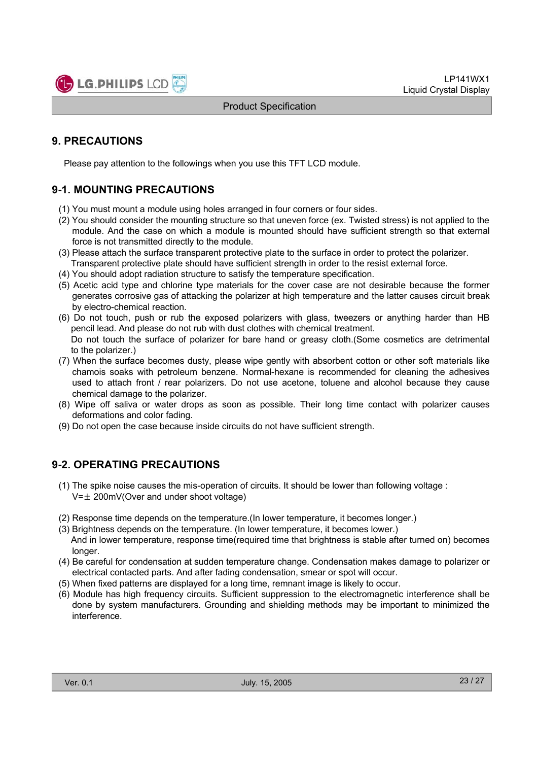## 9. PRECAUTIONS

Please pay attention to the followings when you use this TFT LCD module.

### 9-1. MOUNTING PRECAUTIONS

(1) You must mount a module using holes arranged in four corners or four sides.
(2) You should consider the mounting structure so that uneven force (ex. Twisted stress) is not applied to the module. And the case on which a module is mounted should have sufficient strength so that external force is not transmitted directly to the module.
(3) Please attach the surface transparent protective plate to the surface in order to protect the polarizer. Transparent protective plate should have sufficient strength in order to the resist external force.
(4) You should adopt radiation structure to satisfy the temperature specification.
(5) Acetic acid type and chlorine type materials for the cover case are not desirable because the former generates corrosive gas of attacking the polarizer at high temperature and the latter causes circuit break by electro-chemical reaction.
(6) Do not touch, push or rub the exposed polarizers with glass, tweezers or anything harder than HB pencil lead. And please do not rub with dust clothes with chemical treatment.
Do not touch the surface of polarizer for bare hand or greasy cloth.(Some cosmetics are detrimental to the polarizer.)
(7) When the surface becomes dusty, please wipe gently with absorbent cotton or other soft materials like chamois soaks with petroleum benzene. Normal-hexane is recommended for cleaning the adhesives used to attach front / rear polarizers. Do not use acetone, toluene and alcohol because they cause chemical damage to the polarizer.
(8) Wipe off saliva or water drops as soon as possible. Their long time contact with polarizer causes deformations and color fading.
(9) Do not open the case because inside circuits do not have sufficient strength.

### 9-2. OPERATING PRECAUTIONS

(1) The spike noise causes the mis-operation of circuits. It should be lower than following voltage :
V=± 200mV(Over and under shoot voltage)

(2) Response time depends on the temperature.(In lower temperature, it becomes longer.)
(3) Brightness depends on the temperature. (In lower temperature, it becomes lower.)
And in lower temperature, response time(required time that brightness is stable after turned on) becomes longer.
(4) Be careful for condensation at sudden temperature change. Condensation makes damage to polarizer or electrical contacted parts. And after fading condensation, smear or spot will occur.
(5) When fixed patterns are displayed for a long time, remnant image is likely to occur.
(6) Module has high frequency circuits. Sufficient suppression to the electromagnetic interference shall be done by system manufacturers. Grounding and shielding methods may be important to minimized the interference.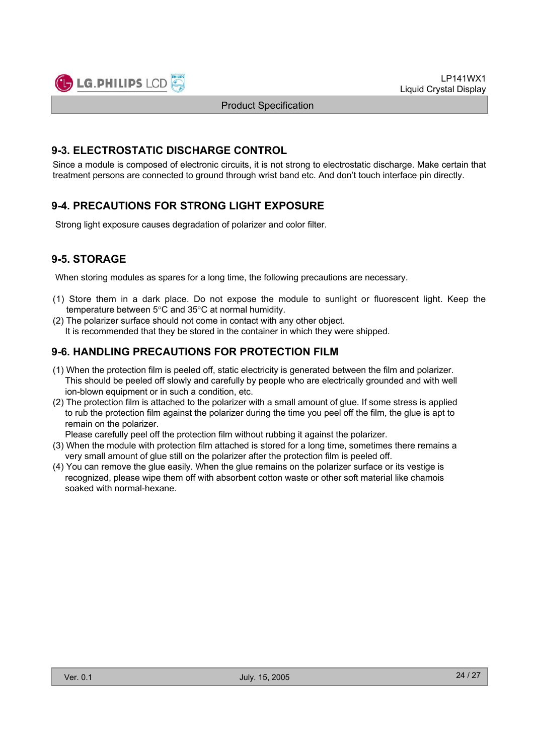## 9-3. ELECTROSTATIC DISCHARGE CONTROL

Since a module is composed of electronic circuits, it is not strong to electrostatic discharge. Make certain that treatment persons are connected to ground through wrist band etc. And don't touch interface pin directly.

## 9-4. PRECAUTIONS FOR STRONG LIGHT EXPOSURE

Strong light exposure causes degradation of polarizer and color filter.

## 9-5. STORAGE

When storing modules as spares for a long time, the following precautions are necessary.

(1) Store them in a dark place. Do not expose the module to sunlight or fluorescent light. Keep the temperature between 5°C and 35°C at normal humidity.

(2) The polarizer surface should not come in contact with any other object.
It is recommended that they be stored in the container in which they were shipped.

## 9-6. HANDLING PRECAUTIONS FOR PROTECTION FILM

(1) When the protection film is peeled off, static electricity is generated between the film and polarizer. This should be peeled off slowly and carefully by people who are electrically grounded and with well ion-blown equipment or in such a condition, etc.

(2) The protection film is attached to the polarizer with a small amount of glue. If some stress is applied to rub the protection film against the polarizer during the time you peel off the film, the glue is apt to remain on the polarizer.
Please carefully peel off the protection film without rubbing it against the polarizer.

(3) When the module with protection film attached is stored for a long time, sometimes there remains a very small amount of glue still on the polarizer after the protection film is peeled off.

(4) You can remove the glue easily. When the glue remains on the polarizer surface or its vestige is recognized, please wipe them off with absorbent cotton waste or other soft material like chamois soaked with normal-hexane.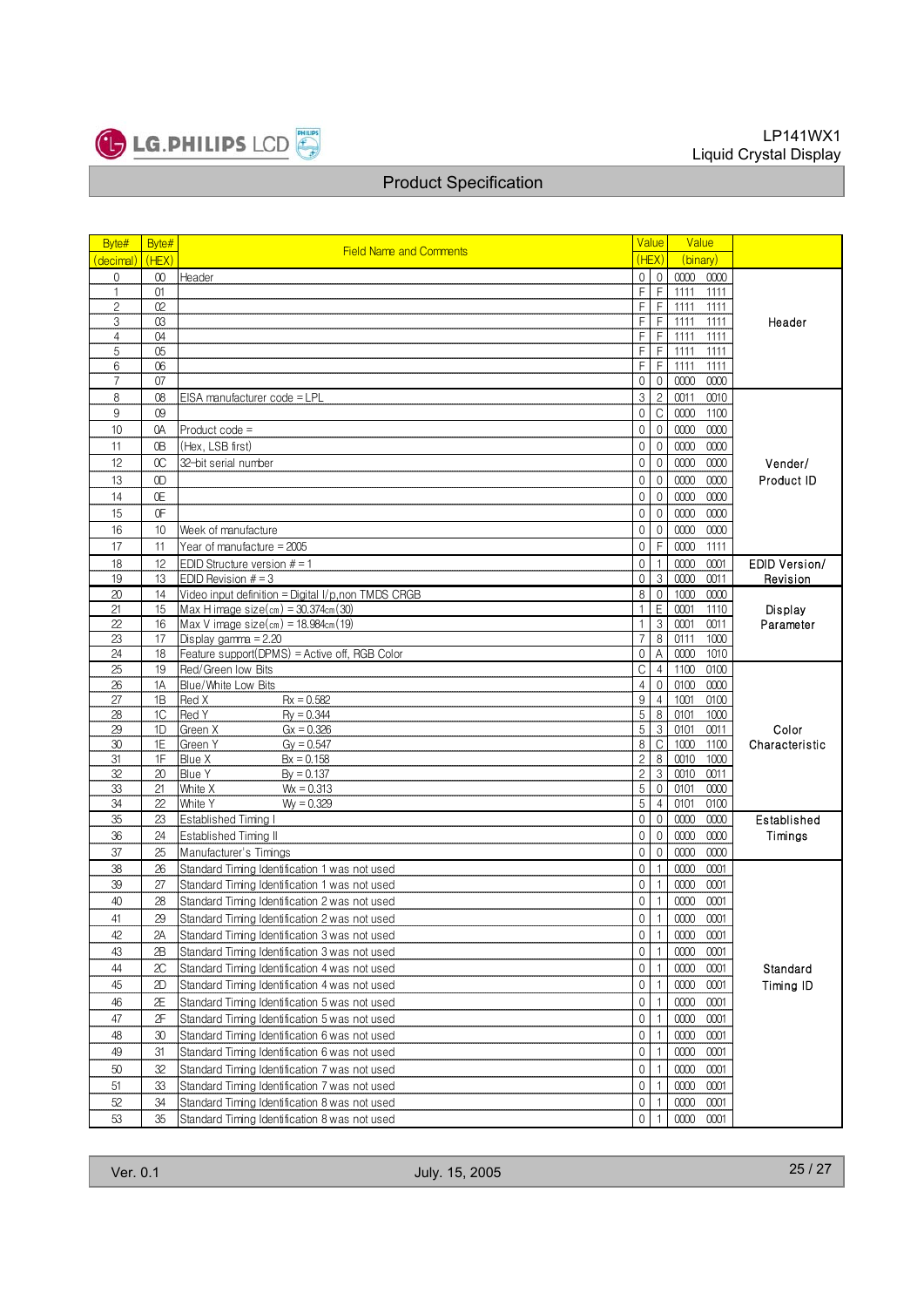| Byte# (decimal) | Byte# (HEX) | Field Name and Comments | Value (HEX) | | Value (binary) | |
|---|---|---|---|---|---|---|
| 0 | 00 | Header | 0 | 0 | 0000 0000 | Header |
| 1 | 01 | | F | F | 1111 1111 | |
| 2 | 02 | | F | F | 1111 1111 | |
| 3 | 03 | | F | F | 1111 1111 | |
| 4 | 04 | | F | F | 1111 1111 | |
| 5 | 05 | | F | F | 1111 1111 | |
| 6 | 06 | | F | F | 1111 1111 | |
| 7 | 07 | | 0 | 0 | 0000 0000 | |
| 8 | 08 | EISA manufacturer code = LPL | 3 | 2 | 0011 0010 | Vender/ Product ID |
| 9 | 09 | | 0 | C | 0000 1100 | |
| 10 | 0A | Product code = | 0 | 0 | 0000 0000 | |
| 11 | 0B | (Hex, LSB first) | 0 | 0 | 0000 0000 | |
| 12 | 0C | 32-bit serial number | 0 | 0 | 0000 0000 | |
| 13 | 0D | | 0 | 0 | 0000 0000 | |
| 14 | 0E | | 0 | 0 | 0000 0000 | |
| 15 | 0F | | 0 | 0 | 0000 0000 | |
| 16 | 10 | Week of manufacture | 0 | 0 | 0000 0000 | |
| 17 | 11 | Year of manufacture = 2005 | 0 | F | 0000 1111 | |
| 18 | 12 | EDID Structure version # = 1 | 0 | 1 | 0000 0001 | EDID Version/ Revision |
| 19 | 13 | EDID Revision # = 3 | 0 | 3 | 0000 0011 | |
| 20 | 14 | Video input definition = Digital I/p,non TMDS CRGB | 8 | 0 | 1000 0000 | Display Parameter |
| 21 | 15 | Max H image size(cm) = 30.374cm(30) | 1 | E | 0001 1110 | |
| 22 | 16 | Max V image size(cm) = 18.984cm(19) | 1 | 3 | 0001 0011 | |
| 23 | 17 | Display gamma = 2.20 | 7 | 8 | 0111 1000 | |
| 24 | 18 | Feature support(DPMS) = Active off, RGB Color | 0 | A | 0000 1010 | |
| 25 | 19 | Red/Green low Bits | C | 4 | 1100 0100 | Color Characteristic |
| 26 | 1A | Blue/White Low Bits | 4 | 0 | 0100 0000 | |
| 27 | 1B | Red X Rx = 0.582 | 9 | 4 | 1001 0100 | |
| 28 | 1C | Red Y Ry = 0.344 | 5 | 8 | 0101 1000 | |
| 29 | 1D | Green X Gx = 0.326 | 5 | 3 | 0101 0011 | |
| 30 | 1E | Green Y Gy = 0.547 | 8 | C | 1000 1100 | |
| 31 | 1F | Blue X Bx = 0.158 | 2 | 8 | 0010 1000 | |
| 32 | 20 | Blue Y By = 0.137 | 2 | 3 | 0010 0011 | |
| 33 | 21 | White X Wx = 0.313 | 5 | 0 | 0101 0000 | |
| 34 | 22 | White Y Wy = 0.329 | 5 | 4 | 0101 0100 | |
| 35 | 23 | Established Timing I | 0 | 0 | 0000 0000 | Established Timings |
| 36 | 24 | Established Timing II | 0 | 0 | 0000 0000 | |
| 37 | 25 | Manufacturer's Timings | 0 | 0 | 0000 0000 | |
| 38 | 26 | Standard Timing Identification 1 was not used | 0 | 1 | 0000 0001 | Standard Timing ID |
| 39 | 27 | Standard Timing Identification 1 was not used | 0 | 1 | 0000 0001 | |
| 40 | 28 | Standard Timing Identification 2 was not used | 0 | 1 | 0000 0001 | |
| 41 | 29 | Standard Timing Identification 2 was not used | 0 | 1 | 0000 0001 | |
| 42 | 2A | Standard Timing Identification 3 was not used | 0 | 1 | 0000 0001 | |
| 43 | 2B | Standard Timing Identification 3 was not used | 0 | 1 | 0000 0001 | |
| 44 | 2C | Standard Timing Identification 4 was not used | 0 | 1 | 0000 0001 | |
| 45 | 2D | Standard Timing Identification 4 was not used | 0 | 1 | 0000 0001 | |
| 46 | 2E | Standard Timing Identification 5 was not used | 0 | 1 | 0000 0001 | |
| 47 | 2F | Standard Timing Identification 5 was not used | 0 | 1 | 0000 0001 | |
| 48 | 30 | Standard Timing Identification 6 was not used | 0 | 1 | 0000 0001 | |
| 49 | 31 | Standard Timing Identification 6 was not used | 0 | 1 | 0000 0001 | |
| 50 | 32 | Standard Timing Identification 7 was not used | 0 | 1 | 0000 0001 | |
| 51 | 33 | Standard Timing Identification 7 was not used | 0 | 1 | 0000 0001 | |
| 52 | 34 | Standard Timing Identification 8 was not used | 0 | 1 | 0000 0001 | |
| 53 | 35 | Standard Timing Identification 8 was not used | 0 | 1 | 0000 0001 | |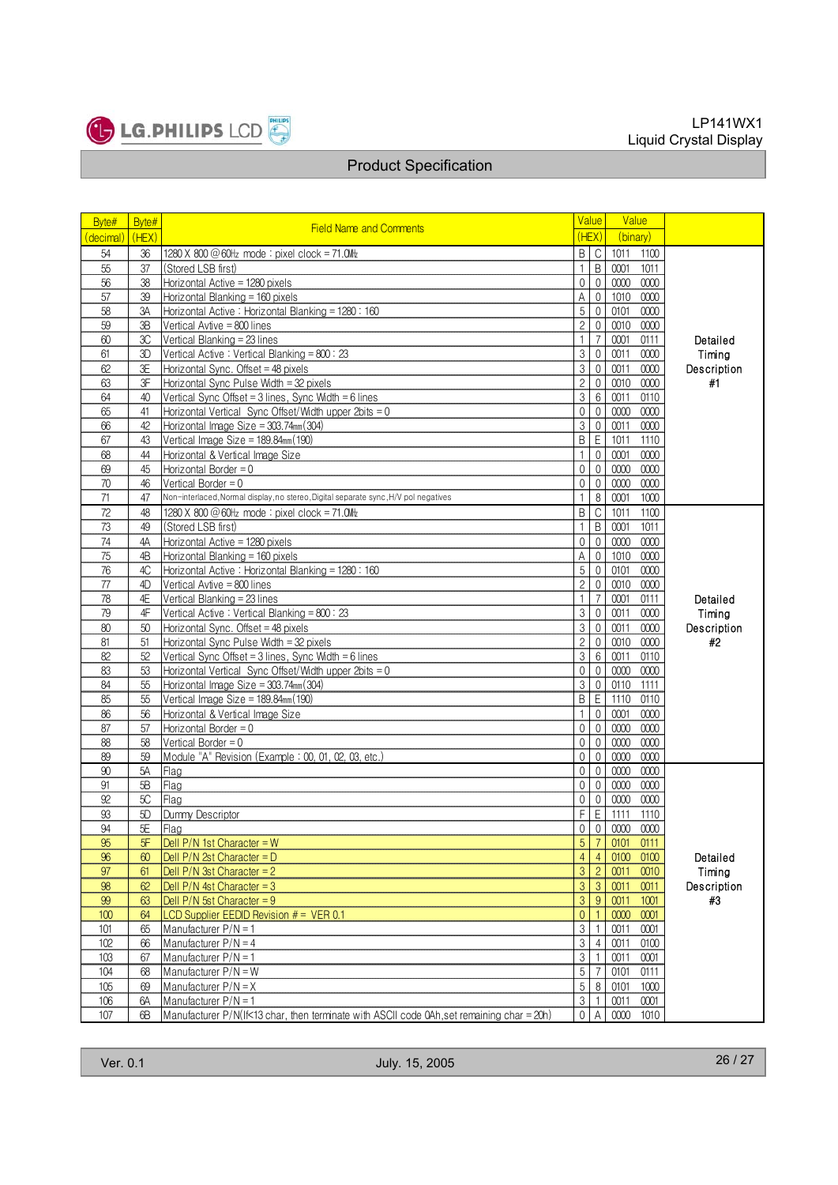## Product Specification

| Byte# (decimal) | Byte# (HEX) | Field Name and Comments | Value (HEX) | | Value (binary) | |
|---|---|---|---|---|---|---|
| 54 | 36 | 1280 X 800 @60㎐ mode : pixel clock = 71.0㎒ | B | C | 1011 1100 | Detailed Timing Description #1 |
| 55 | 37 | (Stored LSB first) | 1 | B | 0001 1011 | |
| 56 | 38 | Horizontal Active = 1280 pixels | 0 | 0 | 0000 0000 | |
| 57 | 39 | Horizontal Blanking = 160 pixels | A | 0 | 1010 0000 | |
| 58 | 3A | Horizontal Active : Horizontal Blanking = 1280 : 160 | 5 | 0 | 0101 0000 | |
| 59 | 3B | Vertical Avtive = 800 lines | 2 | 0 | 0010 0000 | |
| 60 | 3C | Vertical Blanking = 23 lines | 1 | 7 | 0001 0111 | |
| 61 | 3D | Vertical Active : Vertical Blanking = 800 : 23 | 3 | 0 | 0011 0000 | |
| 62 | 3E | Horizontal Sync. Offset = 48 pixels | 3 | 0 | 0011 0000 | |
| 63 | 3F | Horizontal Sync Pulse Width = 32 pixels | 2 | 0 | 0010 0000 | |
| 64 | 40 | Vertical Sync Offset = 3 lines, Sync Width = 6 lines | 3 | 6 | 0011 0110 | |
| 65 | 41 | Horizontal Vertical Sync Offset/Width upper 2bits = 0 | 0 | 0 | 0000 0000 | |
| 66 | 42 | Horizontal Image Size = 303.74㎜(304) | 3 | 0 | 0011 0000 | |
| 67 | 43 | Vertical Image Size = 189.84㎜(190) | B | E | 1011 1110 | |
| 68 | 44 | Horizontal & Vertical Image Size | 1 | 0 | 0001 0000 | |
| 69 | 45 | Horizontal Border = 0 | 0 | 0 | 0000 0000 | |
| 70 | 46 | Vertical Border = 0 | 0 | 0 | 0000 0000 | |
| 71 | 47 | Non-interlaced,Normal display,no stereo,Digital separate sync,H/V pol negatives | 1 | 8 | 0001 1000 | |
| 72 | 48 | 1280 X 800 @60㎐ mode : pixel clock = 71.0㎒ | B | C | 1011 1100 | Detailed Timing Description #2 |
| 73 | 49 | (Stored LSB first) | 1 | B | 0001 1011 | |
| 74 | 4A | Horizontal Active = 1280 pixels | 0 | 0 | 0000 0000 | |
| 75 | 4B | Horizontal Blanking = 160 pixels | A | 0 | 1010 0000 | |
| 76 | 4C | Horizontal Active : Horizontal Blanking = 1280 : 160 | 5 | 0 | 0101 0000 | |
| 77 | 4D | Vertical Avtive = 800 lines | 2 | 0 | 0010 0000 | |
| 78 | 4E | Vertical Blanking = 23 lines | 1 | 7 | 0001 0111 | |
| 79 | 4F | Vertical Active : Vertical Blanking = 800 : 23 | 3 | 0 | 0011 0000 | |
| 80 | 50 | Horizontal Sync. Offset = 48 pixels | 3 | 0 | 0011 0000 | |
| 81 | 51 | Horizontal Sync Pulse Width = 32 pixels | 2 | 0 | 0010 0000 | |
| 82 | 52 | Vertical Sync Offset = 3 lines, Sync Width = 6 lines | 3 | 6 | 0011 0110 | |
| 83 | 53 | Horizontal Vertical Sync Offset/Width upper 2bits = 0 | 0 | 0 | 0000 0000 | |
| 84 | 55 | Horizontal Image Size = 303.74㎜(304) | 3 | 0 | 0110 1111 | |
| 85 | 55 | Vertical Image Size = 189.84㎜(190) | B | E | 1110 0110 | |
| 86 | 56 | Horizontal & Vertical Image Size | 1 | 0 | 0001 0000 | |
| 87 | 57 | Horizontal Border = 0 | 0 | 0 | 0000 0000 | |
| 88 | 58 | Vertical Border = 0 | 0 | 0 | 0000 0000 | |
| 89 | 59 | Module "A" Revision (Example : 00, 01, 02, 03, etc.) | 0 | 0 | 0000 0000 | |
| 90 | 5A | Flag | 0 | 0 | 0000 0000 | Detailed Timing Description #3 |
| 91 | 5B | Flag | 0 | 0 | 0000 0000 | |
| 92 | 5C | Flag | 0 | 0 | 0000 0000 | |
| 93 | 5D | Dummy Descriptor | F | E | 1111 1110 | |
| 94 | 5E | Flag | 0 | 0 | 0000 0000 | |
| 95 | 5F | Dell P/N 1st Character = W | 5 | 7 | 0101 0111 | |
| 96 | 60 | Dell P/N 2st Character = D | 4 | 4 | 0100 0100 | |
| 97 | 61 | Dell P/N 3st Character = 2 | 3 | 2 | 0011 0010 | |
| 98 | 62 | Dell P/N 4st Character = 3 | 3 | 3 | 0011 0011 | |
| 99 | 63 | Dell P/N 5st Character = 9 | 3 | 9 | 0011 1001 | |
| 100 | 64 | LCD Supplier EEDID Revision # = VER 0.1 | 0 | 1 | 0000 0001 | |
| 101 | 65 | Manufacturer P/N = 1 | 3 | 1 | 0011 0001 | |
| 102 | 66 | Manufacturer P/N = 4 | 3 | 4 | 0011 0100 | |
| 103 | 67 | Manufacturer P/N = 1 | 3 | 1 | 0011 0001 | |
| 104 | 68 | Manufacturer P/N = W | 5 | 7 | 0101 0111 | |
| 105 | 69 | Manufacturer P/N = X | 5 | 8 | 0101 1000 | |
| 106 | 6A | Manufacturer P/N = 1 | 3 | 1 | 0011 0001 | |
| 107 | 6B | Manufacturer P/N(If<13 char, then terminate with ASCII code 0Ah,set remaining char = 20h) | 0 | A | 0000 1010 | |

Ver. 0.1 July. 15, 2005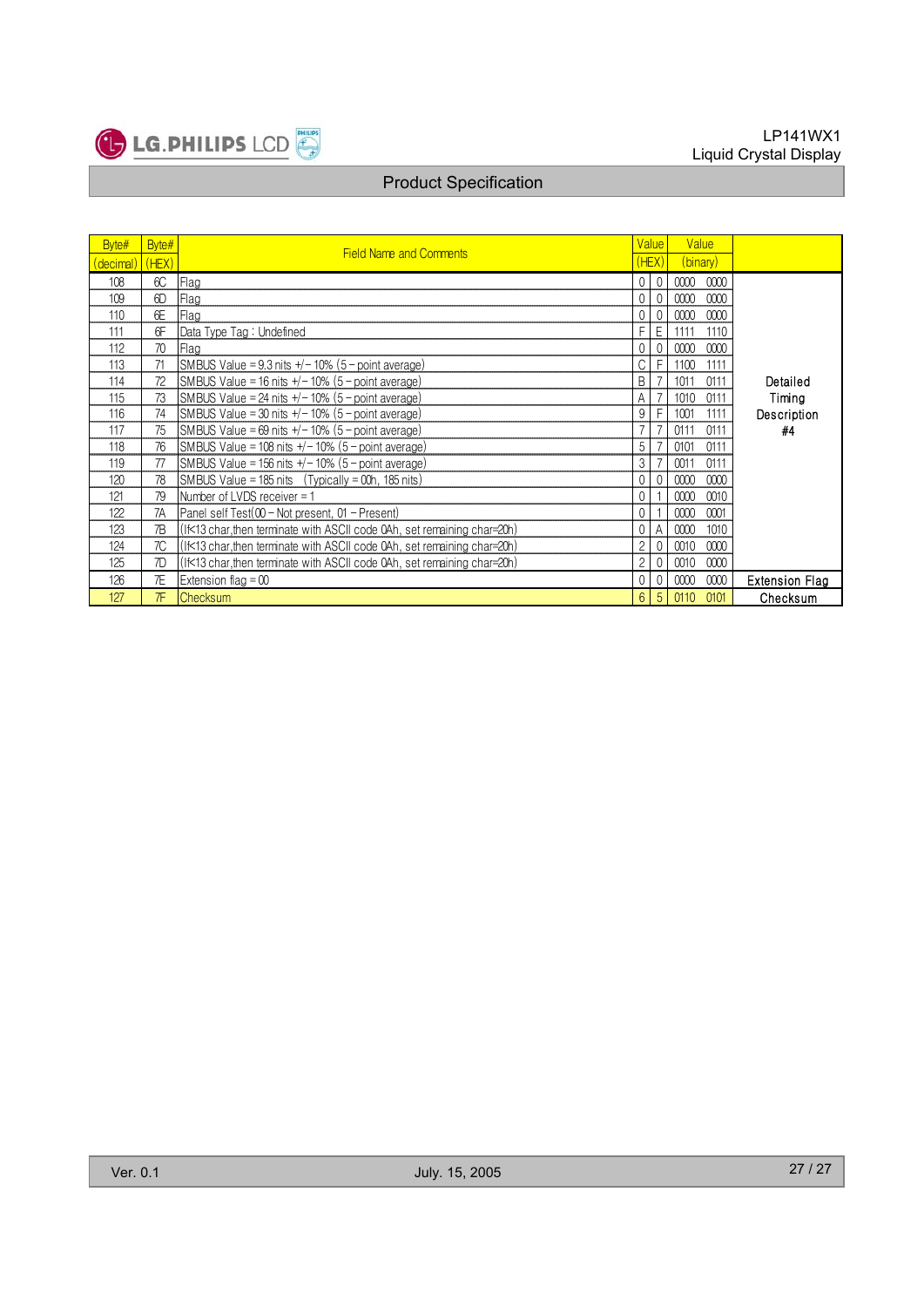| Byte# (decimal) | Byte# (HEX) | Field Name and Comments | Value (HEX) | | Value (binary) | |
|---|---|---|---|---|---|---|
| 108 | 6C | Flag | 0 | 0 | 0000 0000 | Detailed Timing Description #4 |
| 109 | 6D | Flag | 0 | 0 | 0000 0000 | |
| 110 | 6E | Flag | 0 | 0 | 0000 0000 | |
| 111 | 6F | Data Type Tag : Undefined | F | E | 1111 1110 | |
| 112 | 70 | Flag | 0 | 0 | 0000 0000 | |
| 113 | 71 | SMBUS Value = 9.3 nits +/− 10% (5 – point average) | C | F | 1100 1111 | |
| 114 | 72 | SMBUS Value = 16 nits +/− 10% (5 – point average) | B | 7 | 1011 0111 | |
| 115 | 73 | SMBUS Value = 24 nits +/− 10% (5 – point average) | A | 7 | 1010 0111 | |
| 116 | 74 | SMBUS Value = 30 nits +/− 10% (5 – point average) | 9 | F | 1001 1111 | |
| 117 | 75 | SMBUS Value = 69 nits +/− 10% (5 – point average) | 7 | 7 | 0111 0111 | |
| 118 | 76 | SMBUS Value = 108 nits +/− 10% (5 – point average) | 5 | 7 | 0101 0111 | |
| 119 | 77 | SMBUS Value = 156 nits +/− 10% (5 – point average) | 3 | 7 | 0011 0111 | |
| 120 | 78 | SMBUS Value = 185 nits (Typically = 00h, 185 nits) | 0 | 0 | 0000 0000 | |
| 121 | 79 | Number of LVDS receiver = 1 | 0 | 1 | 0000 0010 | |
| 122 | 7A | Panel self Test(00 – Not present, 01 – Present) | 0 | 1 | 0000 0001 | |
| 123 | 7B | (If<13 char,then terminate with ASCII code 0Ah, set remaining char=20h) | 0 | A | 0000 1010 | |
| 124 | 7C | (If<13 char,then terminate with ASCII code 0Ah, set remaining char=20h) | 2 | 0 | 0010 0000 | |
| 125 | 7D | (If<13 char,then terminate with ASCII code 0Ah, set remaining char=20h) | 2 | 0 | 0010 0000 | |
| 126 | 7E | Extension flag = 00 | 0 | 0 | 0000 0000 | Extension Flag |
| 127 | 7F | Checksum | 6 | 5 | 0110 0101 | Checksum |